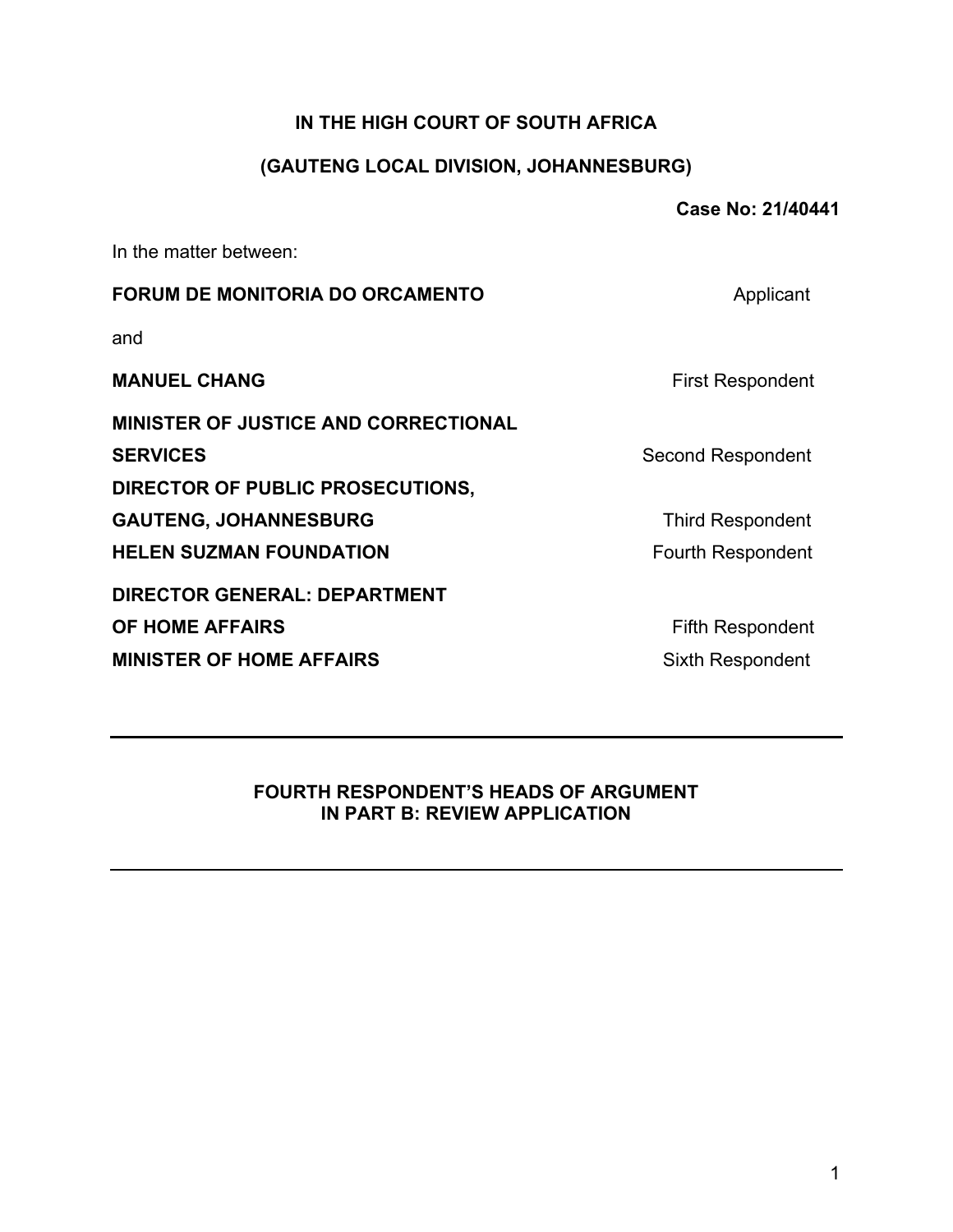**IN THE HIGH COURT OF SOUTH AFRICA**

**(GAUTENG LOCAL DIVISION, JOHANNESBURG)**

**Case No: 21/40441**

In the matter between:

| | |
|---|---|
| **FORUM DE MONITORIA DO ORCAMENTO** | Applicant |
| and | |
| **MANUEL CHANG** | First Respondent |
| **MINISTER OF JUSTICE AND CORRECTIONAL SERVICES** | Second Respondent |
| **DIRECTOR OF PUBLIC PROSECUTIONS, GAUTENG, JOHANNESBURG** | Third Respondent |
| **HELEN SUZMAN FOUNDATION** | Fourth Respondent |
| **DIRECTOR GENERAL: DEPARTMENT OF HOME AFFAIRS** | Fifth Respondent |
| **MINISTER OF HOME AFFAIRS** | Sixth Respondent |

---

**FOURTH RESPONDENT'S HEADS OF ARGUMENT**
**IN PART B: REVIEW APPLICATION**

---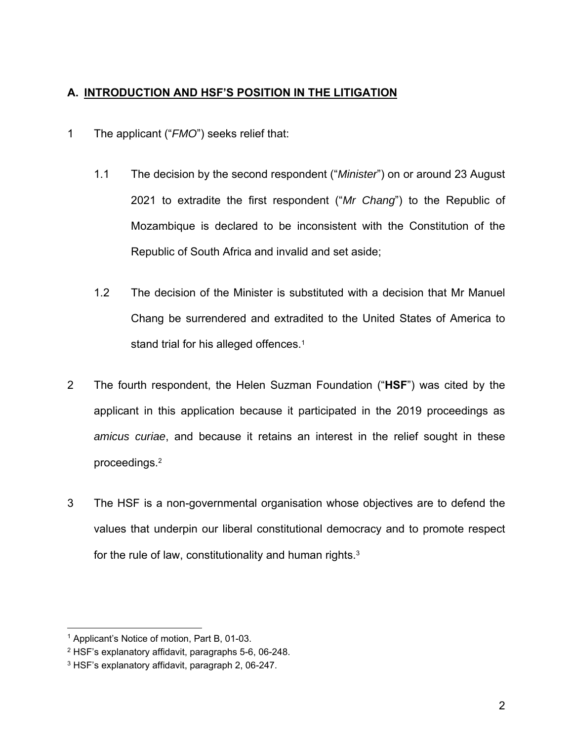## A. INTRODUCTION AND HSF'S POSITION IN THE LITIGATION

1 The applicant ("*FMO*") seeks relief that:

1.1 The decision by the second respondent ("*Minister*") on or around 23 August 2021 to extradite the first respondent ("*Mr Chang*") to the Republic of Mozambique is declared to be inconsistent with the Constitution of the Republic of South Africa and invalid and set aside;

1.2 The decision of the Minister is substituted with a decision that Mr Manuel Chang be surrendered and extradited to the United States of America to stand trial for his alleged offences.[1]

2 The fourth respondent, the Helen Suzman Foundation ("**HSF**") was cited by the applicant in this application because it participated in the 2019 proceedings as *amicus curiae*, and because it retains an interest in the relief sought in these proceedings.[2]

3 The HSF is a non-governmental organisation whose objectives are to defend the values that underpin our liberal constitutional democracy and to promote respect for the rule of law, constitutionality and human rights.[3]

---

[1] Applicant's Notice of motion, Part B, 01-03.

[2] HSF's explanatory affidavit, paragraphs 5-6, 06-248.

[3] HSF's explanatory affidavit, paragraph 2, 06-247.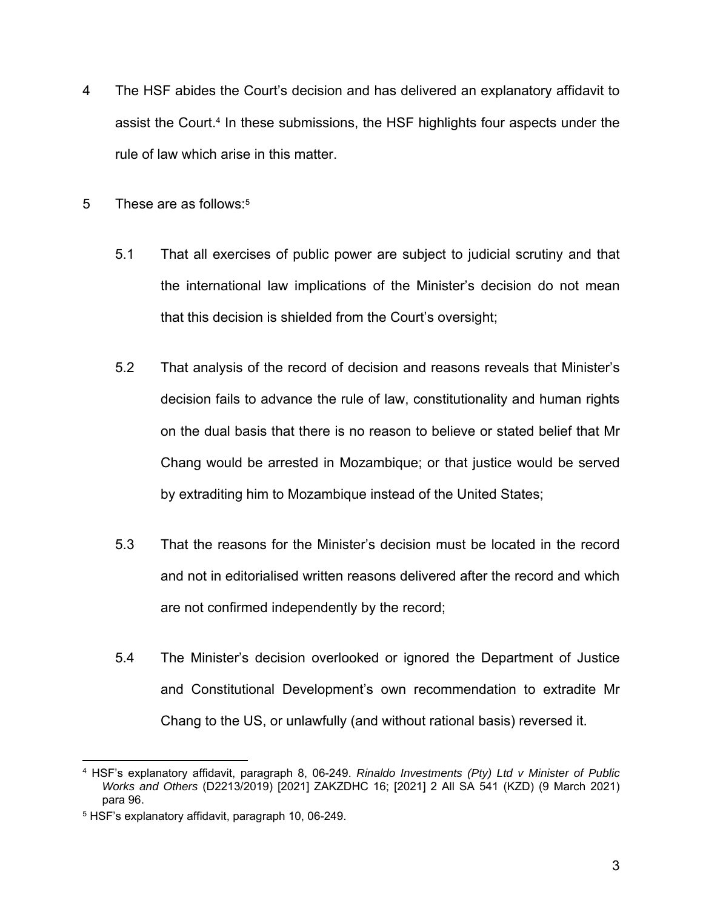4 The HSF abides the Court's decision and has delivered an explanatory affidavit to assist the Court.[4] In these submissions, the HSF highlights four aspects under the rule of law which arise in this matter.

5 These are as follows:[5]

5.1 That all exercises of public power are subject to judicial scrutiny and that the international law implications of the Minister's decision do not mean that this decision is shielded from the Court's oversight;

5.2 That analysis of the record of decision and reasons reveals that Minister's decision fails to advance the rule of law, constitutionality and human rights on the dual basis that there is no reason to believe or stated belief that Mr Chang would be arrested in Mozambique; or that justice would be served by extraditing him to Mozambique instead of the United States;

5.3 That the reasons for the Minister's decision must be located in the record and not in editorialised written reasons delivered after the record and which are not confirmed independently by the record;

5.4 The Minister's decision overlooked or ignored the Department of Justice and Constitutional Development's own recommendation to extradite Mr Chang to the US, or unlawfully (and without rational basis) reversed it.

---

[4] HSF's explanatory affidavit, paragraph 8, 06-249. *Rinaldo Investments (Pty) Ltd v Minister of Public Works and Others* (D2213/2019) [2021] ZAKZDHC 16; [2021] 2 All SA 541 (KZD) (9 March 2021) para 96.

[5] HSF's explanatory affidavit, paragraph 10, 06-249.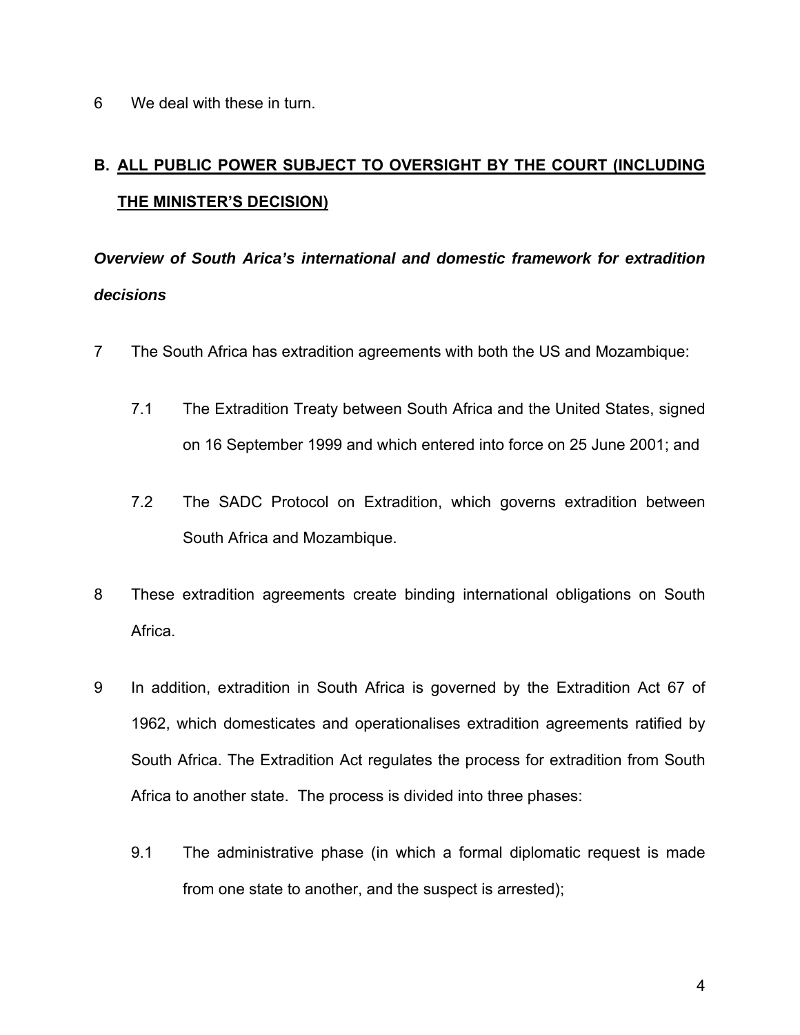6 We deal with these in turn.

## B. ALL PUBLIC POWER SUBJECT TO OVERSIGHT BY THE COURT (INCLUDING THE MINISTER'S DECISION)

***Overview of South Arica's international and domestic framework for extradition decisions***

7 The South Africa has extradition agreements with both the US and Mozambique:

7.1 The Extradition Treaty between South Africa and the United States, signed on 16 September 1999 and which entered into force on 25 June 2001; and

7.2 The SADC Protocol on Extradition, which governs extradition between South Africa and Mozambique.

8 These extradition agreements create binding international obligations on South Africa.

9 In addition, extradition in South Africa is governed by the Extradition Act 67 of 1962, which domesticates and operationalises extradition agreements ratified by South Africa. The Extradition Act regulates the process for extradition from South Africa to another state. The process is divided into three phases:

9.1 The administrative phase (in which a formal diplomatic request is made from one state to another, and the suspect is arrested);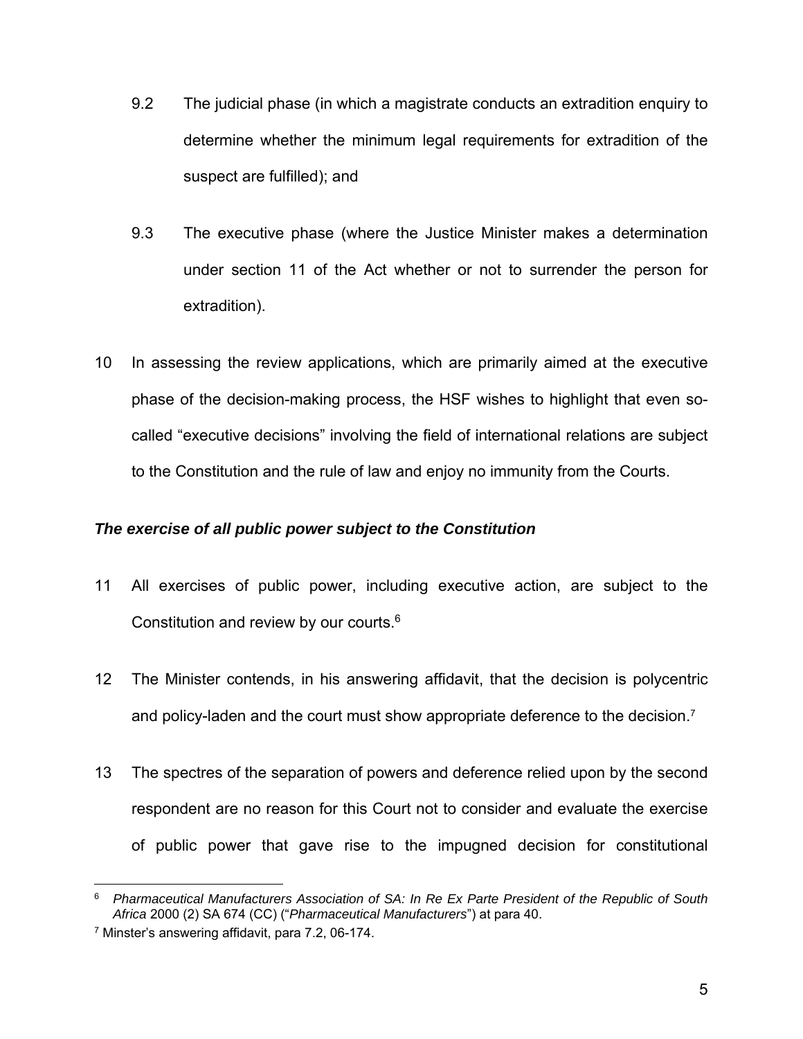9.2 The judicial phase (in which a magistrate conducts an extradition enquiry to determine whether the minimum legal requirements for extradition of the suspect are fulfilled); and

9.3 The executive phase (where the Justice Minister makes a determination under section 11 of the Act whether or not to surrender the person for extradition).

10 In assessing the review applications, which are primarily aimed at the executive phase of the decision-making process, the HSF wishes to highlight that even so-called "executive decisions" involving the field of international relations are subject to the Constitution and the rule of law and enjoy no immunity from the Courts.

***The exercise of all public power subject to the Constitution***

11 All exercises of public power, including executive action, are subject to the Constitution and review by our courts.[6]

12 The Minister contends, in his answering affidavit, that the decision is polycentric and policy-laden and the court must show appropriate deference to the decision.[7]

13 The spectres of the separation of powers and deference relied upon by the second respondent are no reason for this Court not to consider and evaluate the exercise of public power that gave rise to the impugned decision for constitutional

---

[6] *Pharmaceutical Manufacturers Association of SA: In Re Ex Parte President of the Republic of South Africa* 2000 (2) SA 674 (CC) ("*Pharmaceutical Manufacturers*") at para 40.

[7] Minster's answering affidavit, para 7.2, 06-174.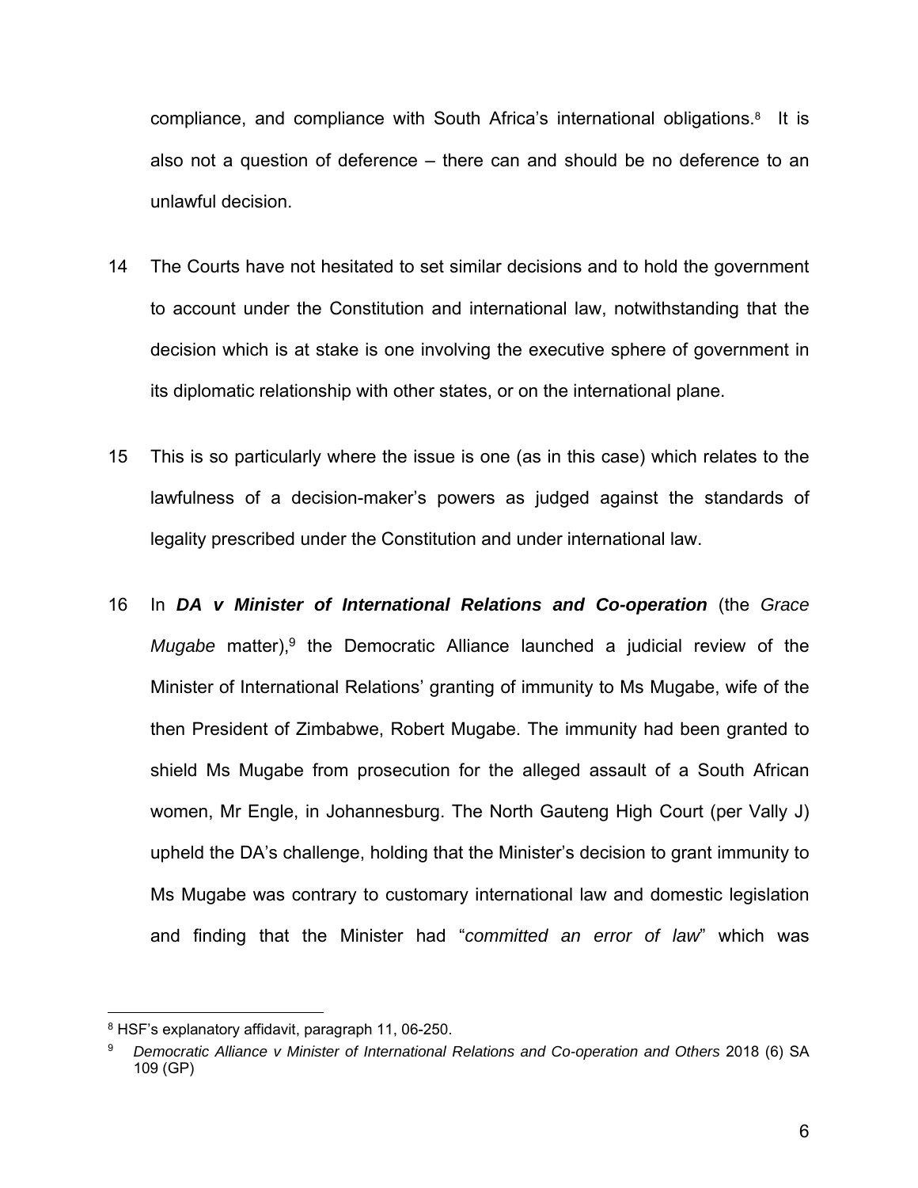compliance, and compliance with South Africa's international obligations.[8] It is also not a question of deference – there can and should be no deference to an unlawful decision.

14 The Courts have not hesitated to set similar decisions and to hold the government to account under the Constitution and international law, notwithstanding that the decision which is at stake is one involving the executive sphere of government in its diplomatic relationship with other states, or on the international plane.

15 This is so particularly where the issue is one (as in this case) which relates to the lawfulness of a decision-maker's powers as judged against the standards of legality prescribed under the Constitution and under international law.

16 In ***DA v Minister of International Relations and Co-operation*** (the *Grace Mugabe* matter),[9] the Democratic Alliance launched a judicial review of the Minister of International Relations' granting of immunity to Ms Mugabe, wife of the then President of Zimbabwe, Robert Mugabe. The immunity had been granted to shield Ms Mugabe from prosecution for the alleged assault of a South African women, Mr Engle, in Johannesburg. The North Gauteng High Court (per Vally J) upheld the DA's challenge, holding that the Minister's decision to grant immunity to Ms Mugabe was contrary to customary international law and domestic legislation and finding that the Minister had "*committed an error of law*" which was

---

[8] HSF's explanatory affidavit, paragraph 11, 06-250.

[9] *Democratic Alliance v Minister of International Relations and Co-operation and Others* 2018 (6) SA 109 (GP)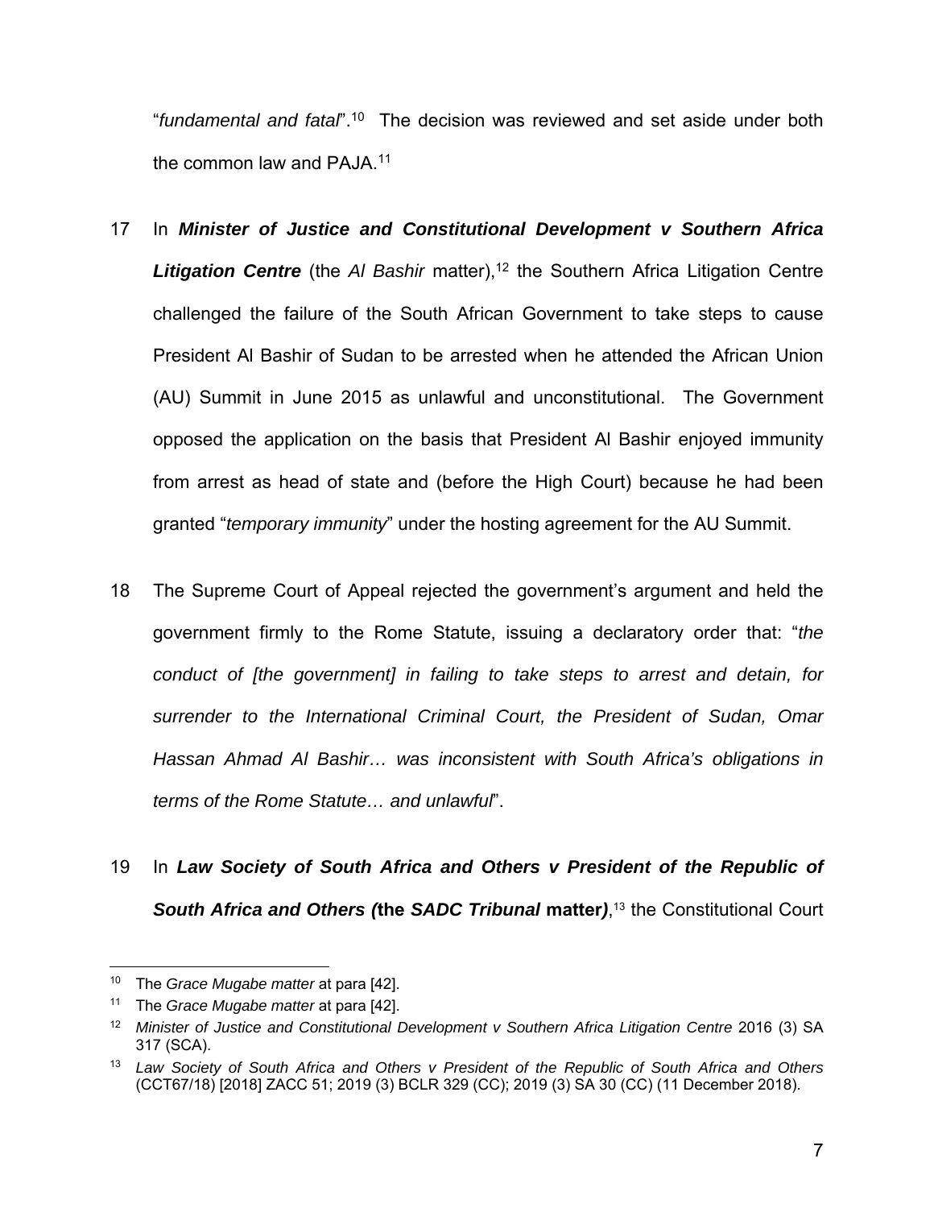"*fundamental and fatal*".[10] The decision was reviewed and set aside under both the common law and PAJA.[11]

17 In ***Minister of Justice and Constitutional Development v Southern Africa Litigation Centre*** (the *Al Bashir* matter),[12] the Southern Africa Litigation Centre challenged the failure of the South African Government to take steps to cause President Al Bashir of Sudan to be arrested when he attended the African Union (AU) Summit in June 2015 as unlawful and unconstitutional. The Government opposed the application on the basis that President Al Bashir enjoyed immunity from arrest as head of state and (before the High Court) because he had been granted "*temporary immunity*" under the hosting agreement for the AU Summit.

18 The Supreme Court of Appeal rejected the government's argument and held the government firmly to the Rome Statute, issuing a declaratory order that: "*the conduct of [the government] in failing to take steps to arrest and detain, for surrender to the International Criminal Court, the President of Sudan, Omar Hassan Ahmad Al Bashir… was inconsistent with South Africa's obligations in terms of the Rome Statute… and unlawful*".

19 In ***Law Society of South Africa and Others v President of the Republic of South Africa and Others (*****the *SADC Tribunal* matter*****)***,[13] the Constitutional Court

---

[10] The *Grace Mugabe matter* at para [42].

[11] The *Grace Mugabe matter* at para [42].

[12] *Minister of Justice and Constitutional Development v Southern Africa Litigation Centre* 2016 (3) SA 317 (SCA).

[13] *Law Society of South Africa and Others v President of the Republic of South Africa and Others* (CCT67/18) [2018] ZACC 51; 2019 (3) BCLR 329 (CC); 2019 (3) SA 30 (CC) (11 December 2018).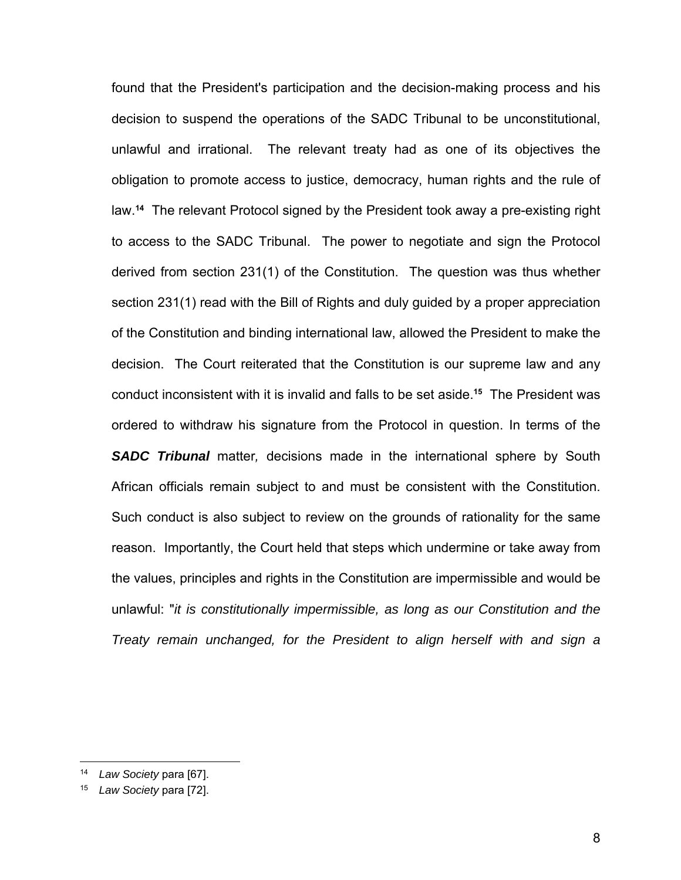found that the President's participation and the decision-making process and his decision to suspend the operations of the SADC Tribunal to be unconstitutional, unlawful and irrational. The relevant treaty had as one of its objectives the obligation to promote access to justice, democracy, human rights and the rule of law.[14] The relevant Protocol signed by the President took away a pre-existing right to access to the SADC Tribunal. The power to negotiate and sign the Protocol derived from section 231(1) of the Constitution. The question was thus whether section 231(1) read with the Bill of Rights and duly guided by a proper appreciation of the Constitution and binding international law, allowed the President to make the decision. The Court reiterated that the Constitution is our supreme law and any conduct inconsistent with it is invalid and falls to be set aside.[15] The President was ordered to withdraw his signature from the Protocol in question. In terms of the ***SADC Tribunal*** matter*,* decisions made in the international sphere by South African officials remain subject to and must be consistent with the Constitution. Such conduct is also subject to review on the grounds of rationality for the same reason. Importantly, the Court held that steps which undermine or take away from the values, principles and rights in the Constitution are impermissible and would be unlawful: "*it is constitutionally impermissible, as long as our Constitution and the Treaty remain unchanged, for the President to align herself with and sign a*

---

[14] *Law Society* para [67].

[15] *Law Society* para [72].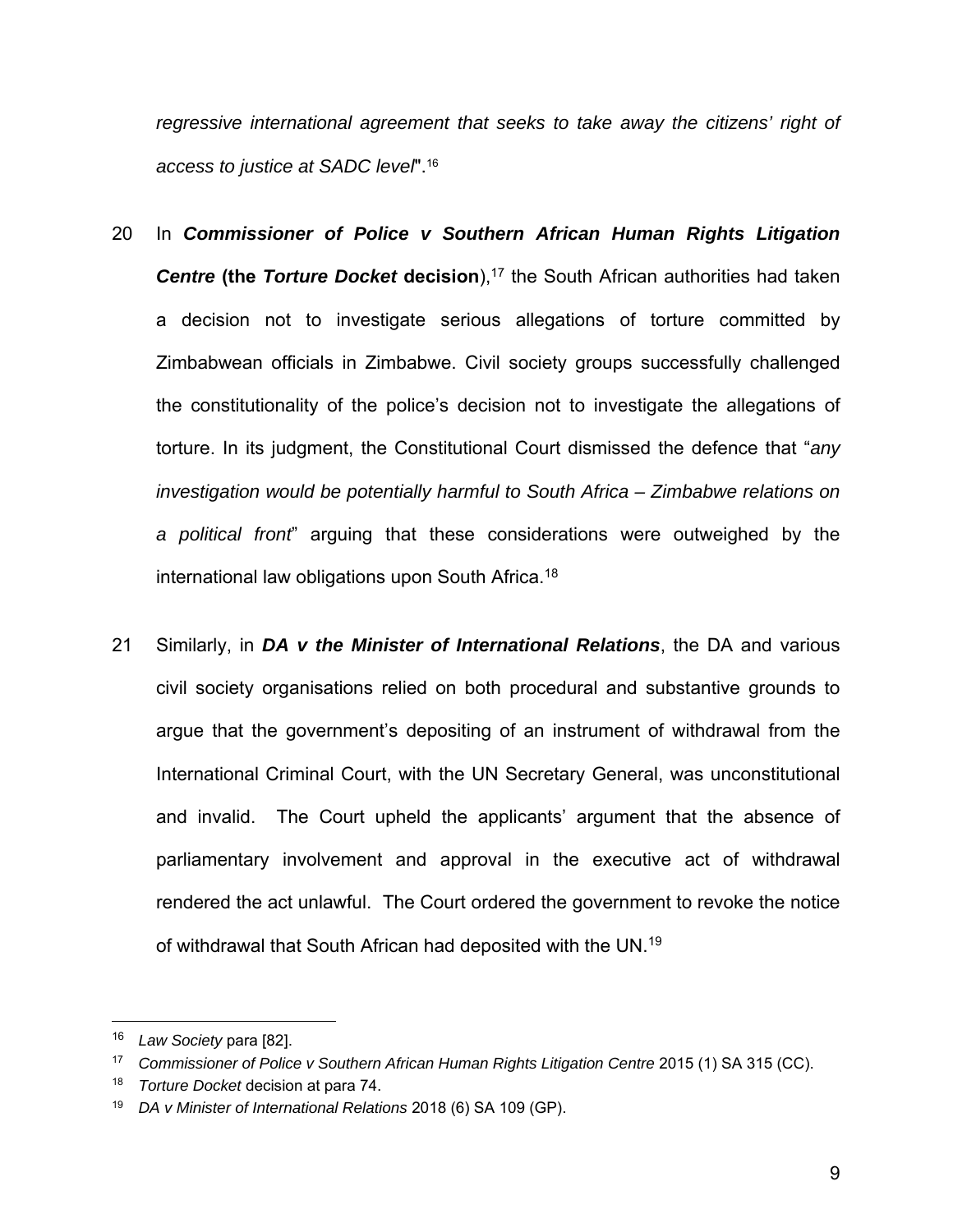*regressive international agreement that seeks to take away the citizens' right of access to justice at SADC level*".[16]

20 In ***Commissioner of Police v Southern African Human Rights Litigation Centre*** **(the *Torture Docket* decision)**,[17] the South African authorities had taken a decision not to investigate serious allegations of torture committed by Zimbabwean officials in Zimbabwe. Civil society groups successfully challenged the constitutionality of the police's decision not to investigate the allegations of torture. In its judgment, the Constitutional Court dismissed the defence that "*any investigation would be potentially harmful to South Africa – Zimbabwe relations on a political front*" arguing that these considerations were outweighed by the international law obligations upon South Africa.[18]

21 Similarly, in ***DA v the Minister of International Relations***, the DA and various civil society organisations relied on both procedural and substantive grounds to argue that the government's depositing of an instrument of withdrawal from the International Criminal Court, with the UN Secretary General, was unconstitutional and invalid. The Court upheld the applicants' argument that the absence of parliamentary involvement and approval in the executive act of withdrawal rendered the act unlawful. The Court ordered the government to revoke the notice of withdrawal that South African had deposited with the UN.[19]

---

[16] *Law Society* para [82].

[17] *Commissioner of Police v Southern African Human Rights Litigation Centre* 2015 (1) SA 315 (CC).

[18] *Torture Docket* decision at para 74.

[19] *DA v Minister of International Relations* 2018 (6) SA 109 (GP).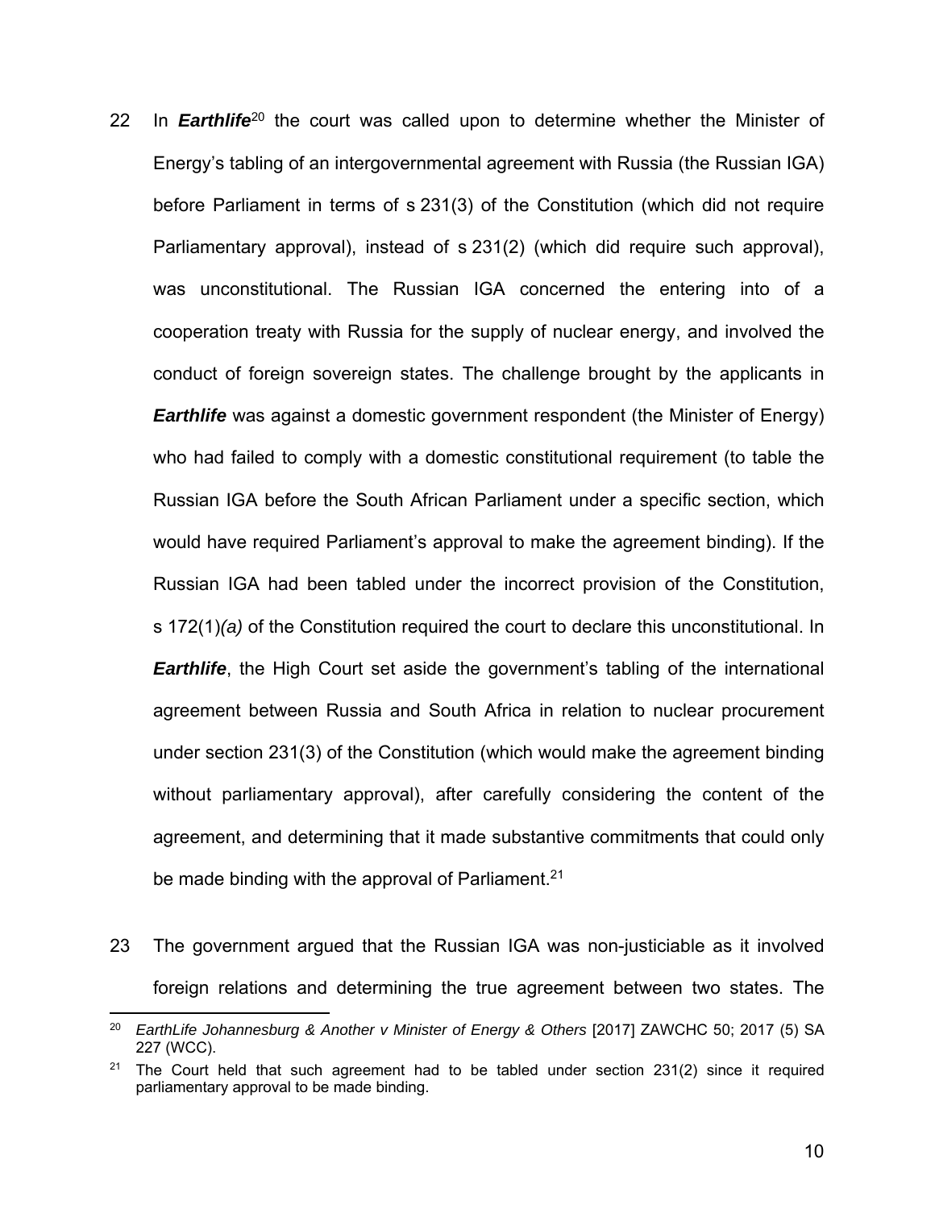22 In ***Earthlife***[20] the court was called upon to determine whether the Minister of Energy's tabling of an intergovernmental agreement with Russia (the Russian IGA) before Parliament in terms of s 231(3) of the Constitution (which did not require Parliamentary approval), instead of s 231(2) (which did require such approval), was unconstitutional. The Russian IGA concerned the entering into of a cooperation treaty with Russia for the supply of nuclear energy, and involved the conduct of foreign sovereign states. The challenge brought by the applicants in ***Earthlife*** was against a domestic government respondent (the Minister of Energy) who had failed to comply with a domestic constitutional requirement (to table the Russian IGA before the South African Parliament under a specific section, which would have required Parliament's approval to make the agreement binding). If the Russian IGA had been tabled under the incorrect provision of the Constitution, s 172(1)*(a)* of the Constitution required the court to declare this unconstitutional. In ***Earthlife***, the High Court set aside the government's tabling of the international agreement between Russia and South Africa in relation to nuclear procurement under section 231(3) of the Constitution (which would make the agreement binding without parliamentary approval), after carefully considering the content of the agreement, and determining that it made substantive commitments that could only be made binding with the approval of Parliament.[21]

23 The government argued that the Russian IGA was non-justiciable as it involved foreign relations and determining the true agreement between two states. The

[20] *EarthLife Johannesburg & Another v Minister of Energy & Others* [2017] ZAWCHC 50; 2017 (5) SA 227 (WCC).

[21] The Court held that such agreement had to be tabled under section 231(2) since it required parliamentary approval to be made binding.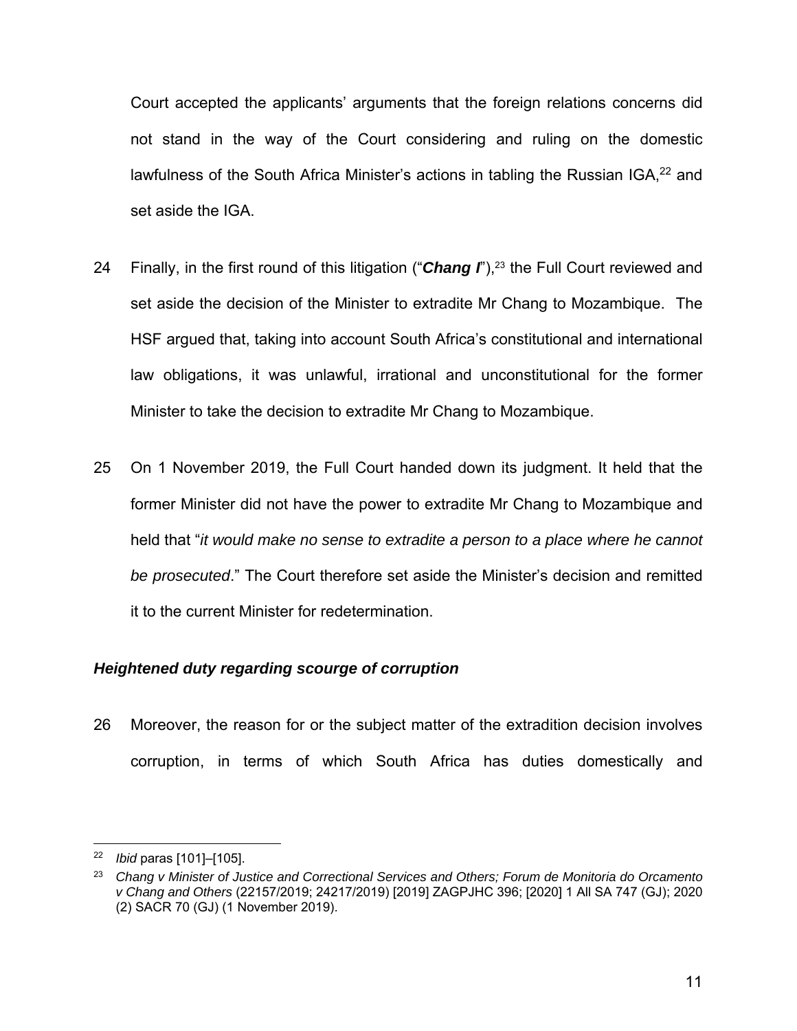Court accepted the applicants' arguments that the foreign relations concerns did not stand in the way of the Court considering and ruling on the domestic lawfulness of the South Africa Minister's actions in tabling the Russian IGA,[22] and set aside the IGA.

24 Finally, in the first round of this litigation ("***Chang I***"),[23] the Full Court reviewed and set aside the decision of the Minister to extradite Mr Chang to Mozambique. The HSF argued that, taking into account South Africa's constitutional and international law obligations, it was unlawful, irrational and unconstitutional for the former Minister to take the decision to extradite Mr Chang to Mozambique.

25 On 1 November 2019, the Full Court handed down its judgment. It held that the former Minister did not have the power to extradite Mr Chang to Mozambique and held that "*it would make no sense to extradite a person to a place where he cannot be prosecuted*." The Court therefore set aside the Minister's decision and remitted it to the current Minister for redetermination.

***Heightened duty regarding scourge of corruption***

26 Moreover, the reason for or the subject matter of the extradition decision involves corruption, in terms of which South Africa has duties domestically and

---

[22] *Ibid* paras [101]–[105].

[23] *Chang v Minister of Justice and Correctional Services and Others; Forum de Monitoria do Orcamento v Chang and Others* (22157/2019; 24217/2019) [2019] ZAGPJHC 396; [2020] 1 All SA 747 (GJ); 2020 (2) SACR 70 (GJ) (1 November 2019).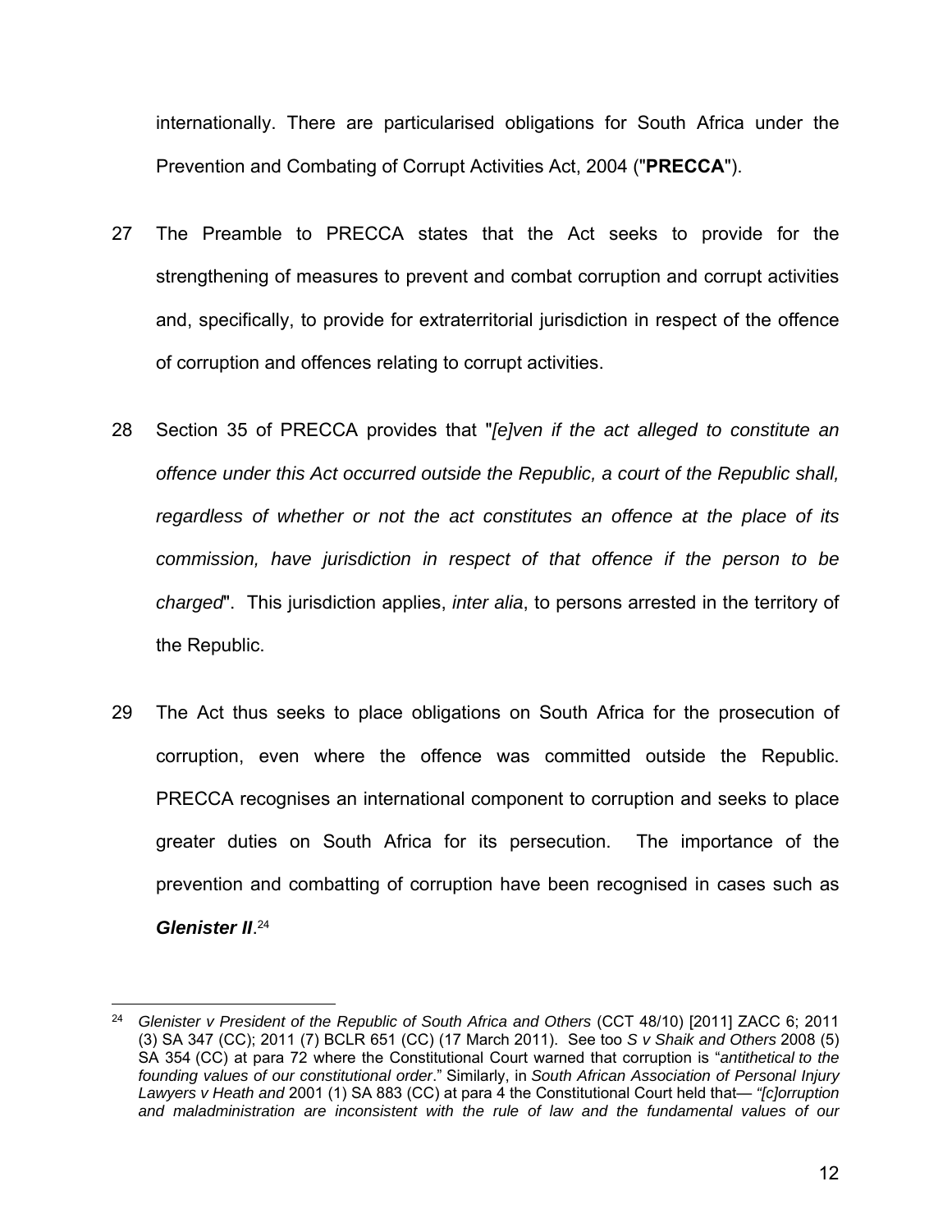internationally. There are particularised obligations for South Africa under the Prevention and Combating of Corrupt Activities Act, 2004 ("**PRECCA**").

27 The Preamble to PRECCA states that the Act seeks to provide for the strengthening of measures to prevent and combat corruption and corrupt activities and, specifically, to provide for extraterritorial jurisdiction in respect of the offence of corruption and offences relating to corrupt activities.

28 Section 35 of PRECCA provides that "*[e]ven if the act alleged to constitute an offence under this Act occurred outside the Republic, a court of the Republic shall, regardless of whether or not the act constitutes an offence at the place of its commission, have jurisdiction in respect of that offence if the person to be charged*". This jurisdiction applies, *inter alia*, to persons arrested in the territory of the Republic.

29 The Act thus seeks to place obligations on South Africa for the prosecution of corruption, even where the offence was committed outside the Republic. PRECCA recognises an international component to corruption and seeks to place greater duties on South Africa for its persecution. The importance of the prevention and combatting of corruption have been recognised in cases such as ***Glenister II***.[24]

---

[24] *Glenister v President of the Republic of South Africa and Others* (CCT 48/10) [2011] ZACC 6; 2011 (3) SA 347 (CC); 2011 (7) BCLR 651 (CC) (17 March 2011). See too *S v Shaik and Others* 2008 (5) SA 354 (CC) at para 72 where the Constitutional Court warned that corruption is "*antithetical to the founding values of our constitutional order*." Similarly, in *South African Association of Personal Injury Lawyers v Heath and* 2001 (1) SA 883 (CC) at para 4 the Constitutional Court held that— *"[c]orruption and maladministration are inconsistent with the rule of law and the fundamental values of our*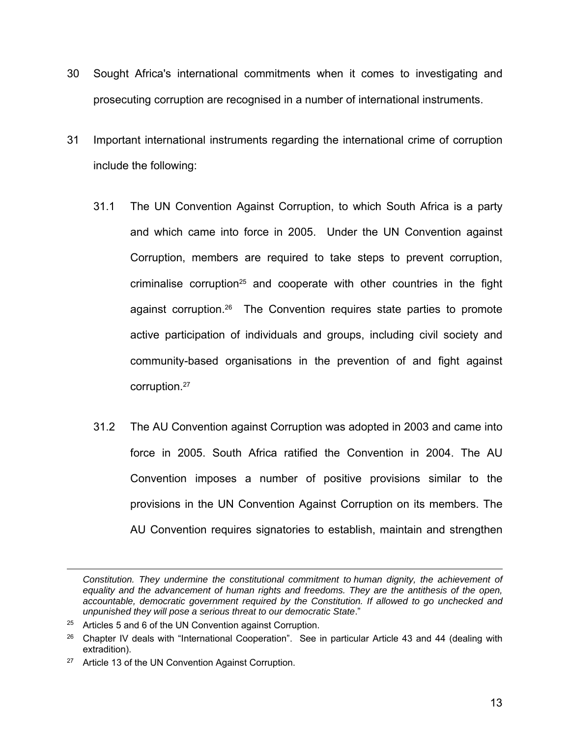30 Sought Africa's international commitments when it comes to investigating and prosecuting corruption are recognised in a number of international instruments.

31 Important international instruments regarding the international crime of corruption include the following:

31.1 The UN Convention Against Corruption, to which South Africa is a party and which came into force in 2005. Under the UN Convention against Corruption, members are required to take steps to prevent corruption, criminalise corruption[25] and cooperate with other countries in the fight against corruption.[26] The Convention requires state parties to promote active participation of individuals and groups, including civil society and community-based organisations in the prevention of and fight against corruption.[27]

31.2 The AU Convention against Corruption was adopted in 2003 and came into force in 2005. South Africa ratified the Convention in 2004. The AU Convention imposes a number of positive provisions similar to the provisions in the UN Convention Against Corruption on its members. The AU Convention requires signatories to establish, maintain and strengthen

---

*Constitution. They undermine the constitutional commitment to human dignity, the achievement of equality and the advancement of human rights and freedoms. They are the antithesis of the open, accountable, democratic government required by the Constitution. If allowed to go unchecked and unpunished they will pose a serious threat to our democratic State*."

[25] Articles 5 and 6 of the UN Convention against Corruption.

[26] Chapter IV deals with "International Cooperation". See in particular Article 43 and 44 (dealing with extradition).

[27] Article 13 of the UN Convention Against Corruption.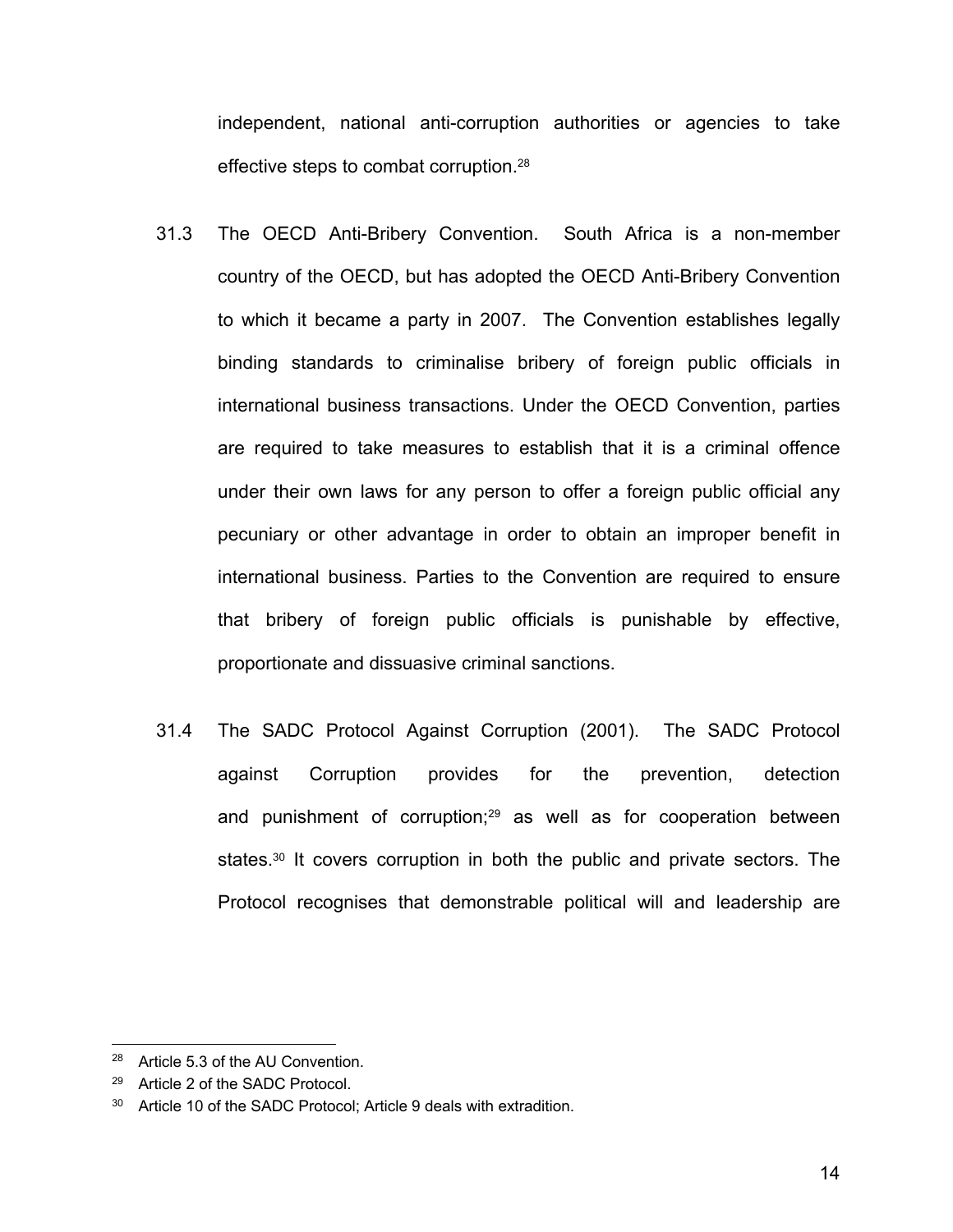independent, national anti-corruption authorities or agencies to take effective steps to combat corruption.[28]

31.3 The OECD Anti-Bribery Convention. South Africa is a non-member country of the OECD, but has adopted the OECD Anti-Bribery Convention to which it became a party in 2007. The Convention establishes legally binding standards to criminalise bribery of foreign public officials in international business transactions. Under the OECD Convention, parties are required to take measures to establish that it is a criminal offence under their own laws for any person to offer a foreign public official any pecuniary or other advantage in order to obtain an improper benefit in international business. Parties to the Convention are required to ensure that bribery of foreign public officials is punishable by effective, proportionate and dissuasive criminal sanctions.

31.4 The SADC Protocol Against Corruption (2001). The SADC Protocol against Corruption provides for the prevention, detection and punishment of corruption;[29] as well as for cooperation between states.[30] It covers corruption in both the public and private sectors. The Protocol recognises that demonstrable political will and leadership are

---

[28] Article 5.3 of the AU Convention.

[29] Article 2 of the SADC Protocol.

[30] Article 10 of the SADC Protocol; Article 9 deals with extradition.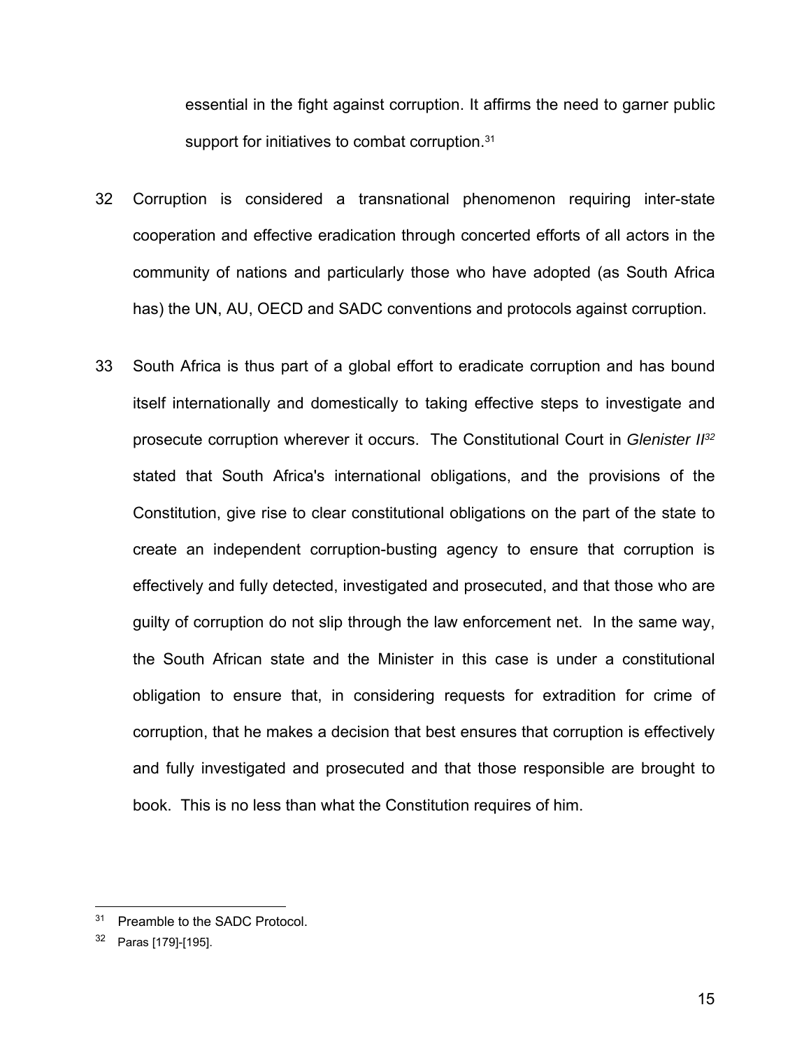essential in the fight against corruption. It affirms the need to garner public support for initiatives to combat corruption.[31]

32 Corruption is considered a transnational phenomenon requiring inter-state cooperation and effective eradication through concerted efforts of all actors in the community of nations and particularly those who have adopted (as South Africa has) the UN, AU, OECD and SADC conventions and protocols against corruption.

33 South Africa is thus part of a global effort to eradicate corruption and has bound itself internationally and domestically to taking effective steps to investigate and prosecute corruption wherever it occurs. The Constitutional Court in *Glenister II*[32] stated that South Africa's international obligations, and the provisions of the Constitution, give rise to clear constitutional obligations on the part of the state to create an independent corruption-busting agency to ensure that corruption is effectively and fully detected, investigated and prosecuted, and that those who are guilty of corruption do not slip through the law enforcement net. In the same way, the South African state and the Minister in this case is under a constitutional obligation to ensure that, in considering requests for extradition for crime of corruption, that he makes a decision that best ensures that corruption is effectively and fully investigated and prosecuted and that those responsible are brought to book. This is no less than what the Constitution requires of him.

---

[31] Preamble to the SADC Protocol.

[32] Paras [179]-[195].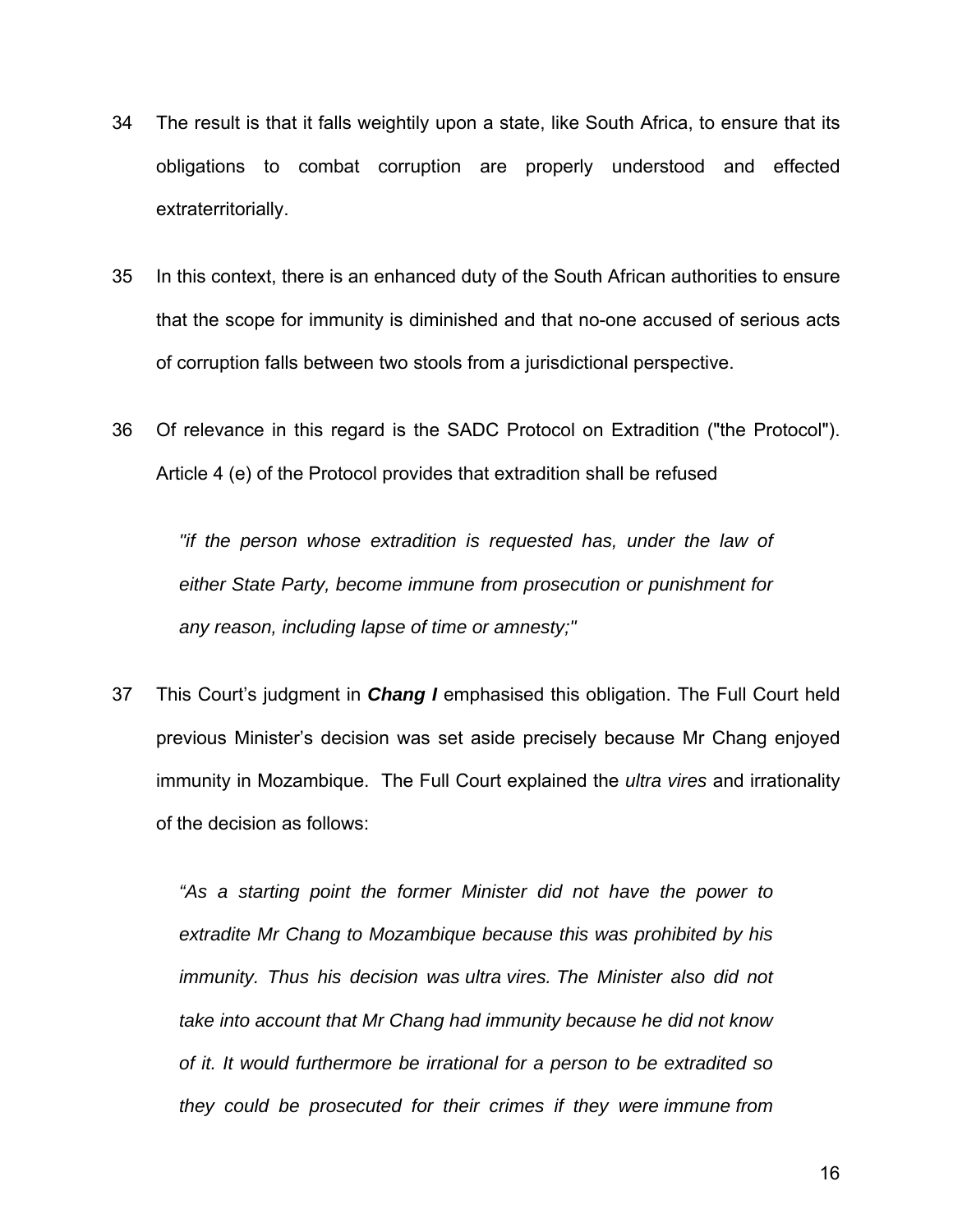34 The result is that it falls weightily upon a state, like South Africa, to ensure that its obligations to combat corruption are properly understood and effected extraterritorially.

35 In this context, there is an enhanced duty of the South African authorities to ensure that the scope for immunity is diminished and that no-one accused of serious acts of corruption falls between two stools from a jurisdictional perspective.

36 Of relevance in this regard is the SADC Protocol on Extradition ("the Protocol"). Article 4 (e) of the Protocol provides that extradition shall be refused

> *"if the person whose extradition is requested has, under the law of either State Party, become immune from prosecution or punishment for any reason, including lapse of time or amnesty;"*

37 This Court's judgment in ***Chang I*** emphasised this obligation. The Full Court held previous Minister's decision was set aside precisely because Mr Chang enjoyed immunity in Mozambique. The Full Court explained the *ultra vires* and irrationality of the decision as follows:

> *"As a starting point the former Minister did not have the power to extradite Mr Chang to Mozambique because this was prohibited by his immunity. Thus his decision was ultra vires. The Minister also did not take into account that Mr Chang had immunity because he did not know of it. It would furthermore be irrational for a person to be extradited so they could be prosecuted for their crimes if they were immune from*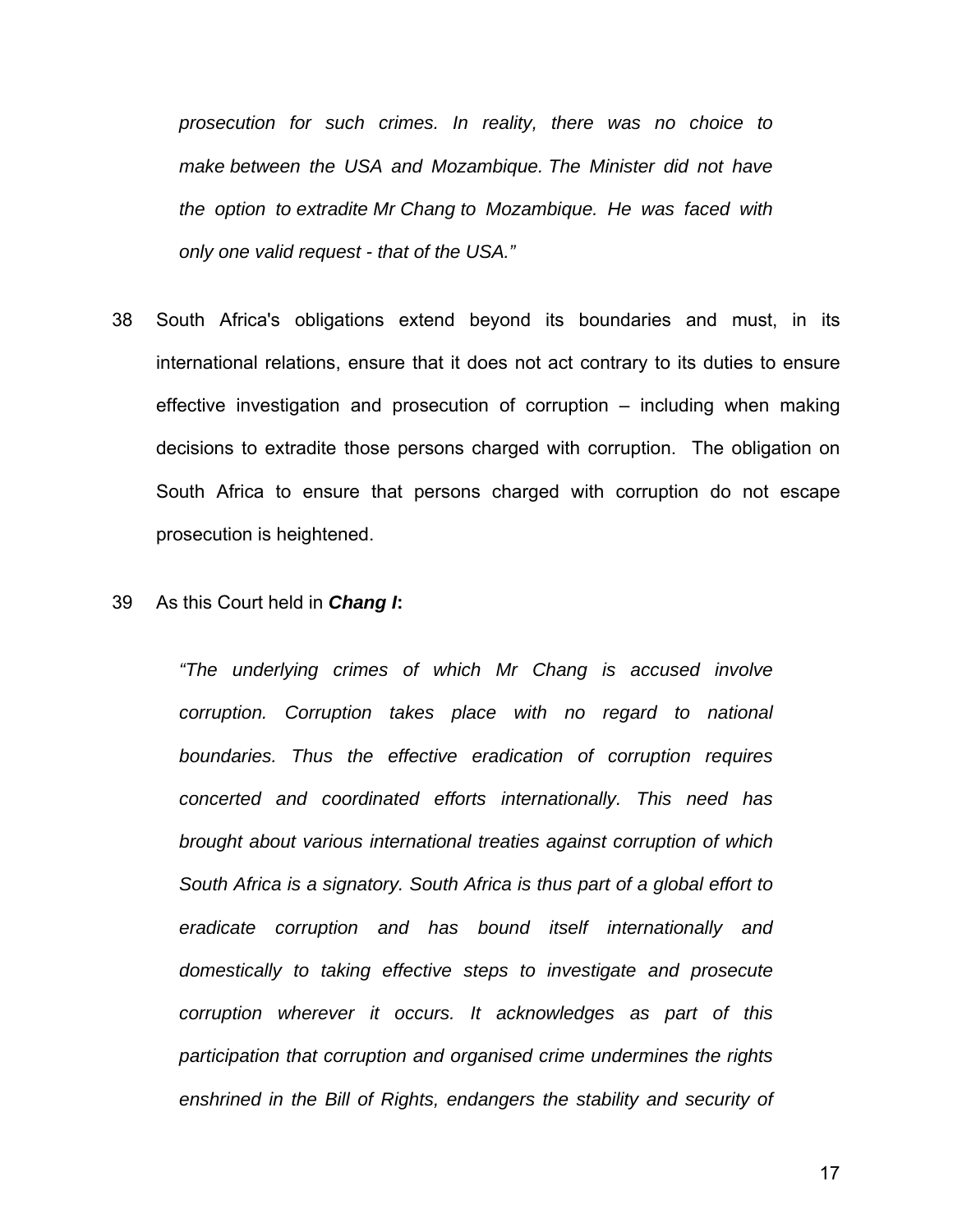*prosecution for such crimes. In reality, there was no choice to make between the USA and Mozambique. The Minister did not have the option to extradite Mr Chang to Mozambique. He was faced with only one valid request - that of the USA."*

38 South Africa's obligations extend beyond its boundaries and must, in its international relations, ensure that it does not act contrary to its duties to ensure effective investigation and prosecution of corruption – including when making decisions to extradite those persons charged with corruption. The obligation on South Africa to ensure that persons charged with corruption do not escape prosecution is heightened.

39 As this Court held in ***Chang I*:**

*"The underlying crimes of which Mr Chang is accused involve corruption. Corruption takes place with no regard to national boundaries. Thus the effective eradication of corruption requires concerted and coordinated efforts internationally. This need has brought about various international treaties against corruption of which South Africa is a signatory. South Africa is thus part of a global effort to eradicate corruption and has bound itself internationally and domestically to taking effective steps to investigate and prosecute corruption wherever it occurs. It acknowledges as part of this participation that corruption and organised crime undermines the rights enshrined in the Bill of Rights, endangers the stability and security of*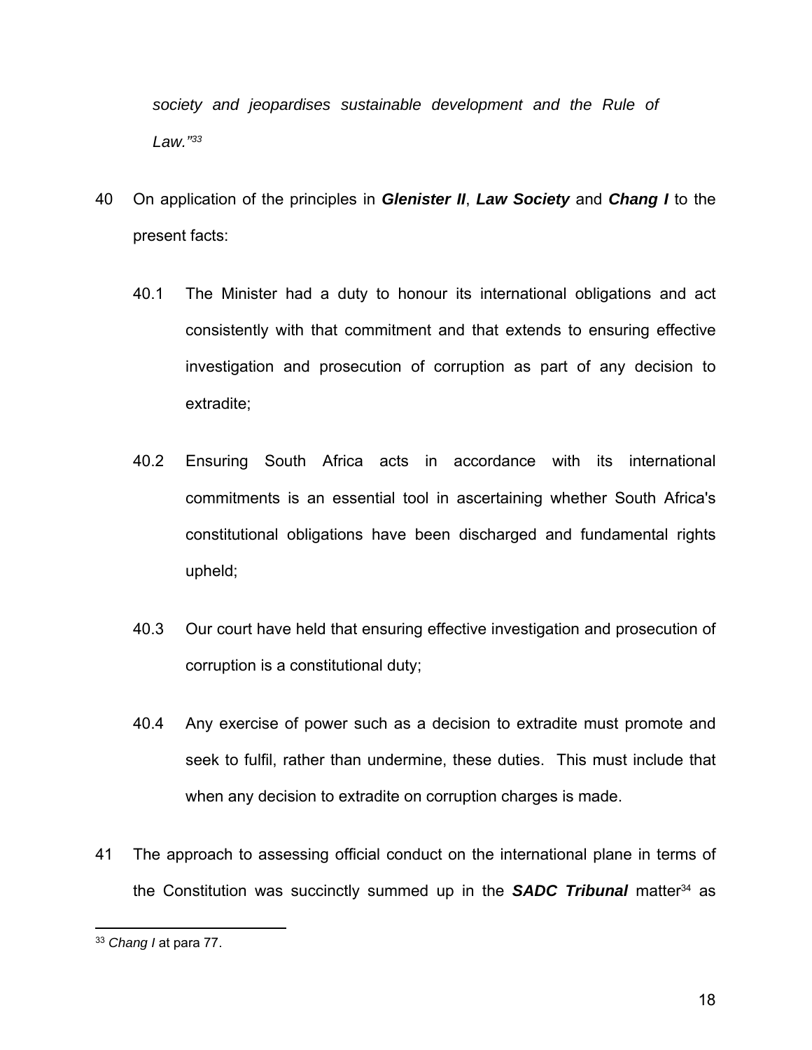*society and jeopardises sustainable development and the Rule of Law."*[33]

40 On application of the principles in ***Glenister II***, ***Law Society*** and ***Chang I*** to the present facts:

40.1 The Minister had a duty to honour its international obligations and act consistently with that commitment and that extends to ensuring effective investigation and prosecution of corruption as part of any decision to extradite;

40.2 Ensuring South Africa acts in accordance with its international commitments is an essential tool in ascertaining whether South Africa's constitutional obligations have been discharged and fundamental rights upheld;

40.3 Our court have held that ensuring effective investigation and prosecution of corruption is a constitutional duty;

40.4 Any exercise of power such as a decision to extradite must promote and seek to fulfil, rather than undermine, these duties. This must include that when any decision to extradite on corruption charges is made.

41 The approach to assessing official conduct on the international plane in terms of the Constitution was succinctly summed up in the ***SADC Tribunal*** matter[34] as

---

[33] *Chang I* at para 77.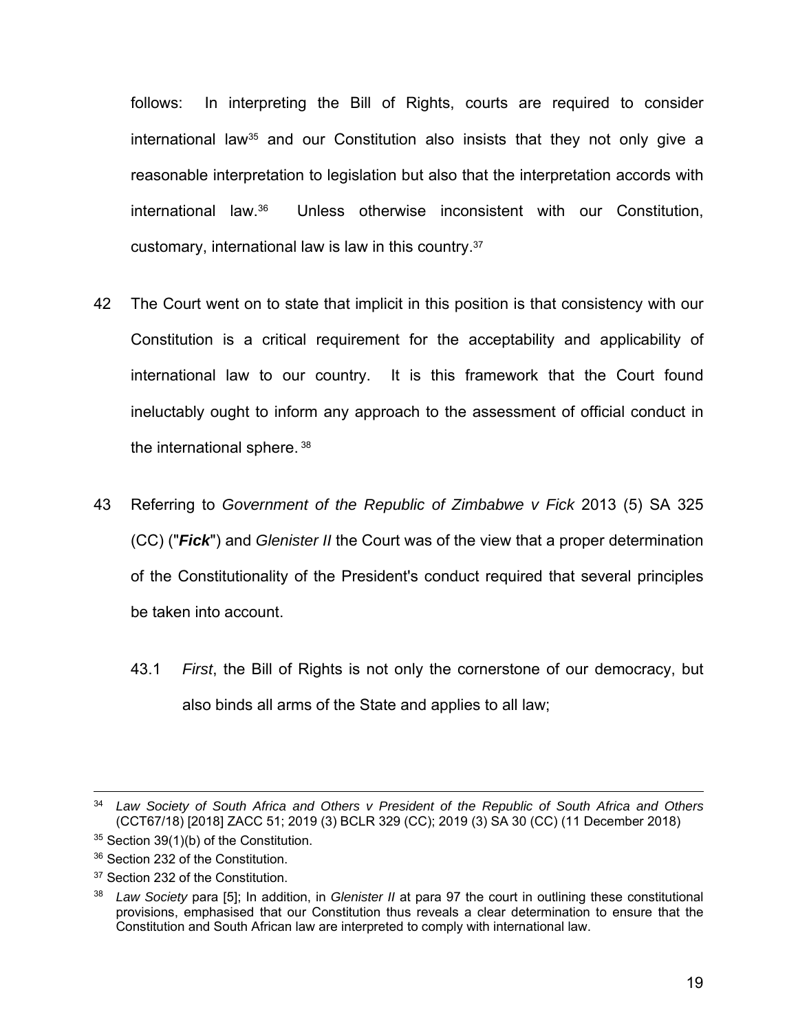follows: In interpreting the Bill of Rights, courts are required to consider international law[35] and our Constitution also insists that they not only give a reasonable interpretation to legislation but also that the interpretation accords with international law.[36] Unless otherwise inconsistent with our Constitution, customary, international law is law in this country.[37]

42 The Court went on to state that implicit in this position is that consistency with our Constitution is a critical requirement for the acceptability and applicability of international law to our country. It is this framework that the Court found ineluctably ought to inform any approach to the assessment of official conduct in the international sphere.[38]

43 Referring to *Government of the Republic of Zimbabwe v Fick* 2013 (5) SA 325 (CC) ("***Fick***") and *Glenister II* the Court was of the view that a proper determination of the Constitutionality of the President's conduct required that several principles be taken into account.

43.1 *First*, the Bill of Rights is not only the cornerstone of our democracy, but also binds all arms of the State and applies to all law;

---

[34] *Law Society of South Africa and Others v President of the Republic of South Africa and Others* (CCT67/18) [2018] ZACC 51; 2019 (3) BCLR 329 (CC); 2019 (3) SA 30 (CC) (11 December 2018)

[35] Section 39(1)(b) of the Constitution.

[36] Section 232 of the Constitution.

[37] Section 232 of the Constitution.

[38] *Law Society* para [5]; In addition, in *Glenister II* at para 97 the court in outlining these constitutional provisions, emphasised that our Constitution thus reveals a clear determination to ensure that the Constitution and South African law are interpreted to comply with international law.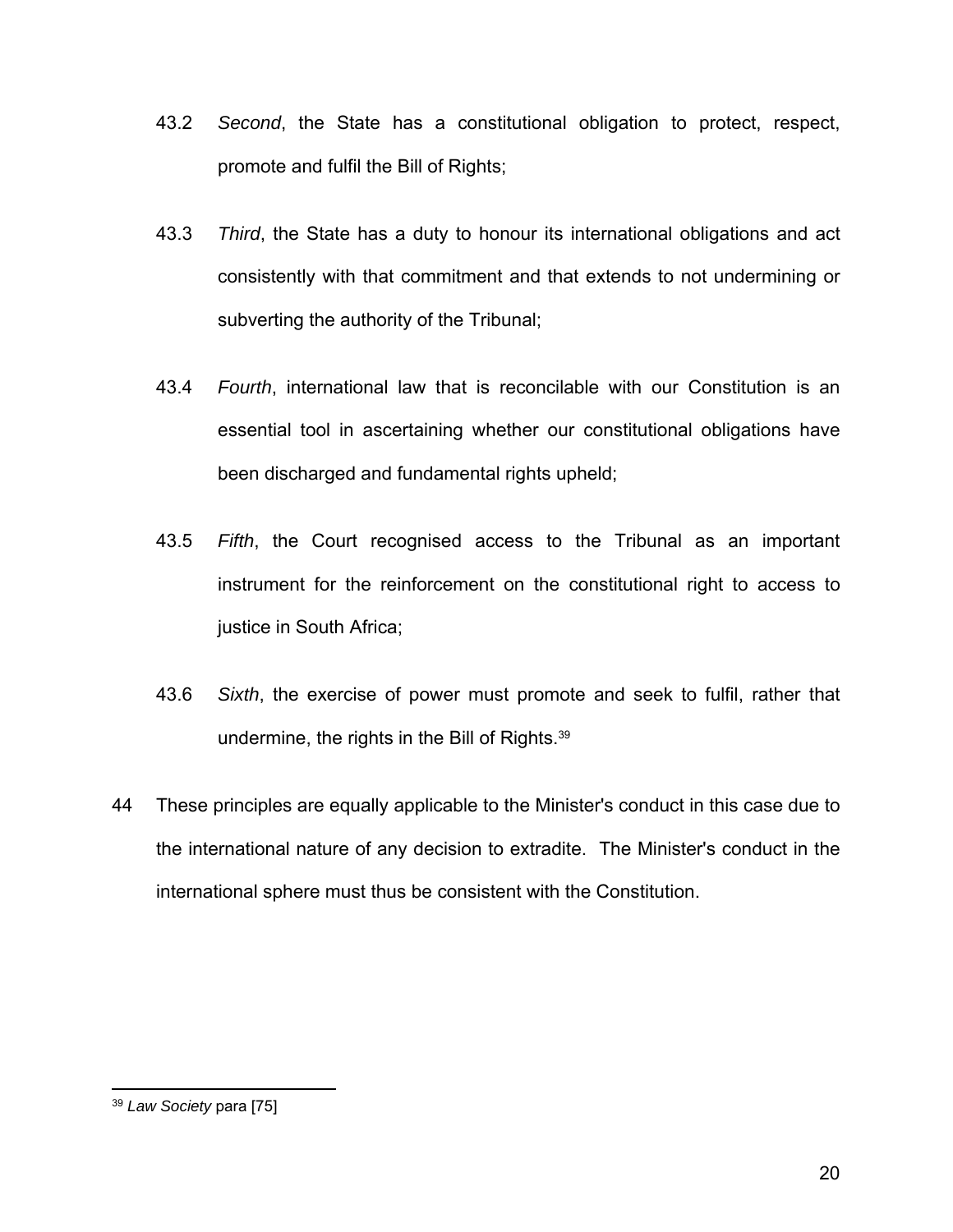43.2 *Second*, the State has a constitutional obligation to protect, respect, promote and fulfil the Bill of Rights;

43.3 *Third*, the State has a duty to honour its international obligations and act consistently with that commitment and that extends to not undermining or subverting the authority of the Tribunal;

43.4 *Fourth*, international law that is reconcilable with our Constitution is an essential tool in ascertaining whether our constitutional obligations have been discharged and fundamental rights upheld;

43.5 *Fifth*, the Court recognised access to the Tribunal as an important instrument for the reinforcement on the constitutional right to access to justice in South Africa;

43.6 *Sixth*, the exercise of power must promote and seek to fulfil, rather that undermine, the rights in the Bill of Rights.[39]

44 These principles are equally applicable to the Minister's conduct in this case due to the international nature of any decision to extradite. The Minister's conduct in the international sphere must thus be consistent with the Constitution.

---

[39] *Law Society* para [75]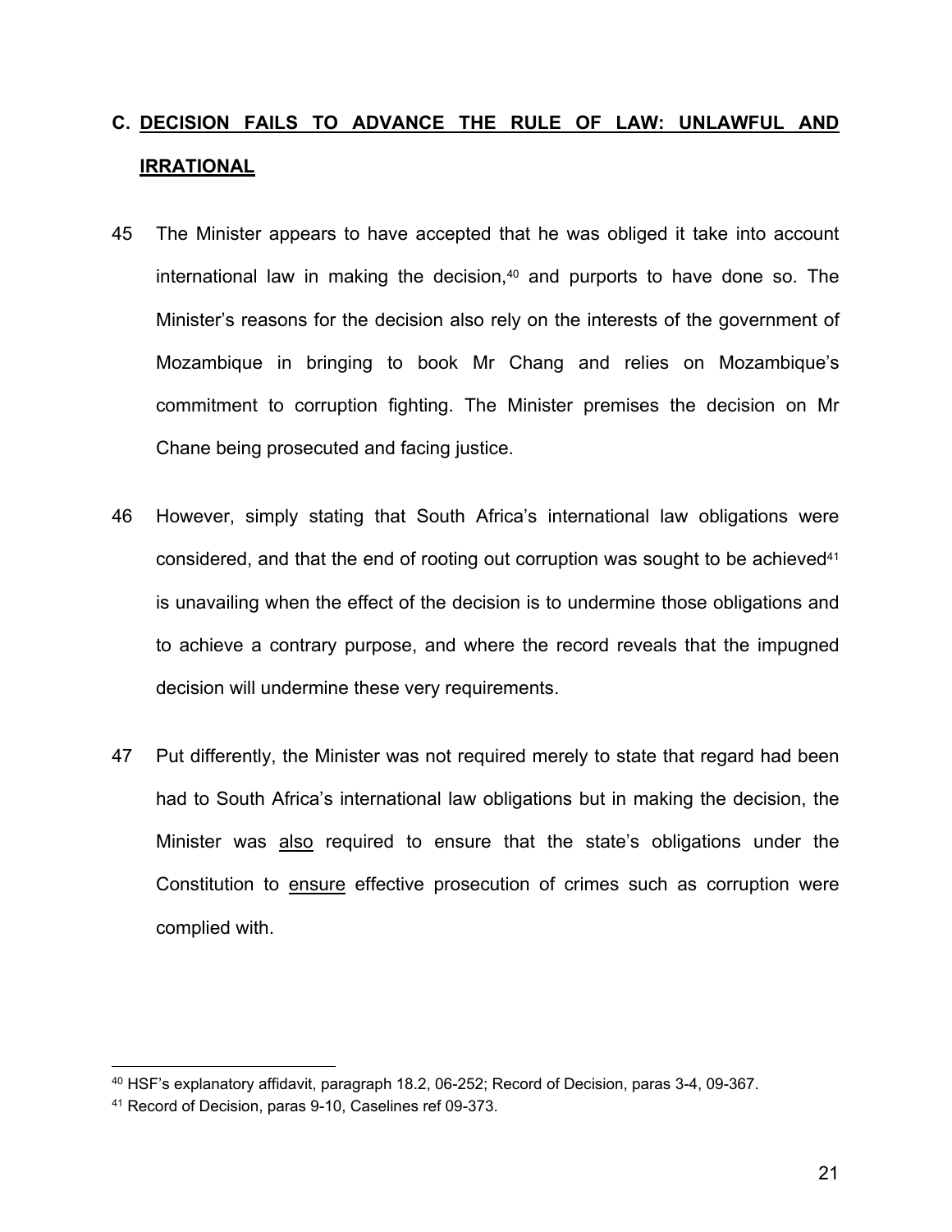## C. <u>DECISION FAILS TO ADVANCE THE RULE OF LAW: UNLAWFUL AND IRRATIONAL</u>

45 The Minister appears to have accepted that he was obliged it take into account international law in making the decision,[40] and purports to have done so. The Minister's reasons for the decision also rely on the interests of the government of Mozambique in bringing to book Mr Chang and relies on Mozambique's commitment to corruption fighting. The Minister premises the decision on Mr Chane being prosecuted and facing justice.

46 However, simply stating that South Africa's international law obligations were considered, and that the end of rooting out corruption was sought to be achieved[41] is unavailing when the effect of the decision is to undermine those obligations and to achieve a contrary purpose, and where the record reveals that the impugned decision will undermine these very requirements.

47 Put differently, the Minister was not required merely to state that regard had been had to South Africa's international law obligations but in making the decision, the Minister was <u>also</u> required to ensure that the state's obligations under the Constitution to <u>ensure</u> effective prosecution of crimes such as corruption were complied with.

---

[40] HSF's explanatory affidavit, paragraph 18.2, 06-252; Record of Decision, paras 3-4, 09-367.

[41] Record of Decision, paras 9-10, Caselines ref 09-373.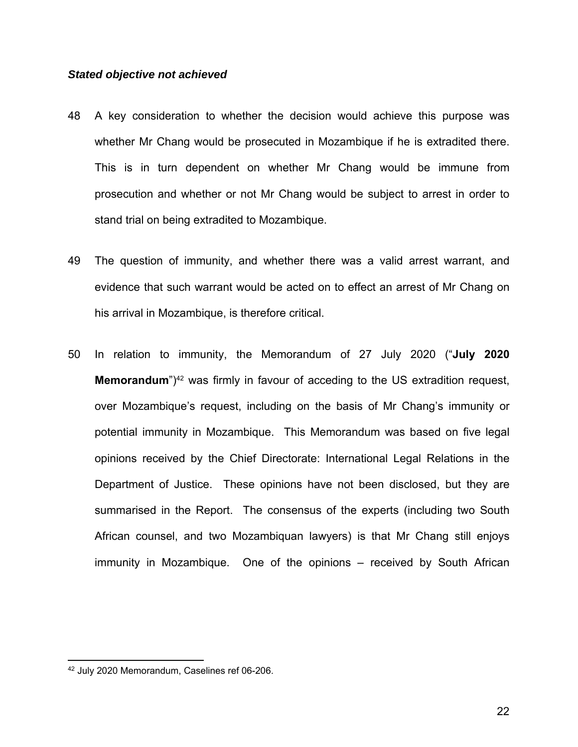***Stated objective not achieved***

48 A key consideration to whether the decision would achieve this purpose was whether Mr Chang would be prosecuted in Mozambique if he is extradited there. This is in turn dependent on whether Mr Chang would be immune from prosecution and whether or not Mr Chang would be subject to arrest in order to stand trial on being extradited to Mozambique.

49 The question of immunity, and whether there was a valid arrest warrant, and evidence that such warrant would be acted on to effect an arrest of Mr Chang on his arrival in Mozambique, is therefore critical.

50 In relation to immunity, the Memorandum of 27 July 2020 ("**July 2020 Memorandum**")[42] was firmly in favour of acceding to the US extradition request, over Mozambique's request, including on the basis of Mr Chang's immunity or potential immunity in Mozambique. This Memorandum was based on five legal opinions received by the Chief Directorate: International Legal Relations in the Department of Justice. These opinions have not been disclosed, but they are summarised in the Report. The consensus of the experts (including two South African counsel, and two Mozambiquan lawyers) is that Mr Chang still enjoys immunity in Mozambique. One of the opinions – received by South African

[42] July 2020 Memorandum, Caselines ref 06-206.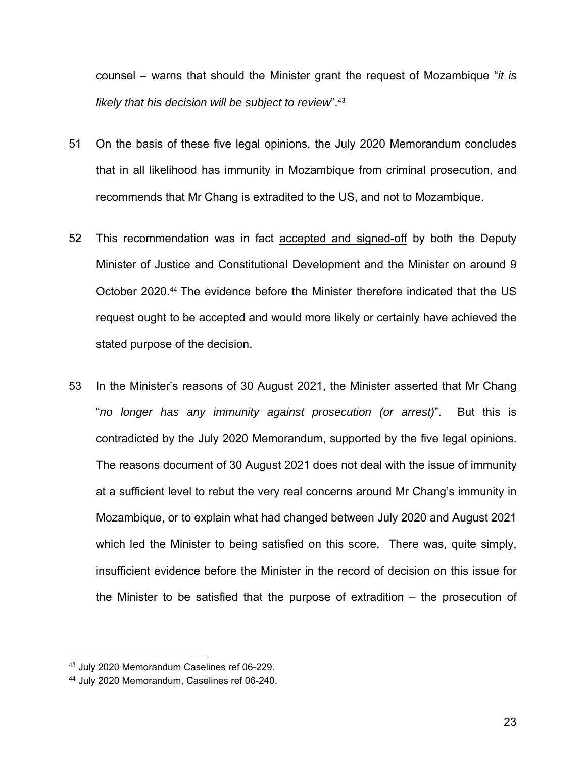counsel – warns that should the Minister grant the request of Mozambique "*it is likely that his decision will be subject to review*".[43]

51 On the basis of these five legal opinions, the July 2020 Memorandum concludes that in all likelihood has immunity in Mozambique from criminal prosecution, and recommends that Mr Chang is extradited to the US, and not to Mozambique.

52 This recommendation was in fact <u>accepted and signed-off</u> by both the Deputy Minister of Justice and Constitutional Development and the Minister on around 9 October 2020.[44] The evidence before the Minister therefore indicated that the US request ought to be accepted and would more likely or certainly have achieved the stated purpose of the decision.

53 In the Minister's reasons of 30 August 2021, the Minister asserted that Mr Chang "*no longer has any immunity against prosecution (or arrest)*". But this is contradicted by the July 2020 Memorandum, supported by the five legal opinions. The reasons document of 30 August 2021 does not deal with the issue of immunity at a sufficient level to rebut the very real concerns around Mr Chang's immunity in Mozambique, or to explain what had changed between July 2020 and August 2021 which led the Minister to being satisfied on this score. There was, quite simply, insufficient evidence before the Minister in the record of decision on this issue for the Minister to be satisfied that the purpose of extradition – the prosecution of

---

[43] July 2020 Memorandum Caselines ref 06-229.

[44] July 2020 Memorandum, Caselines ref 06-240.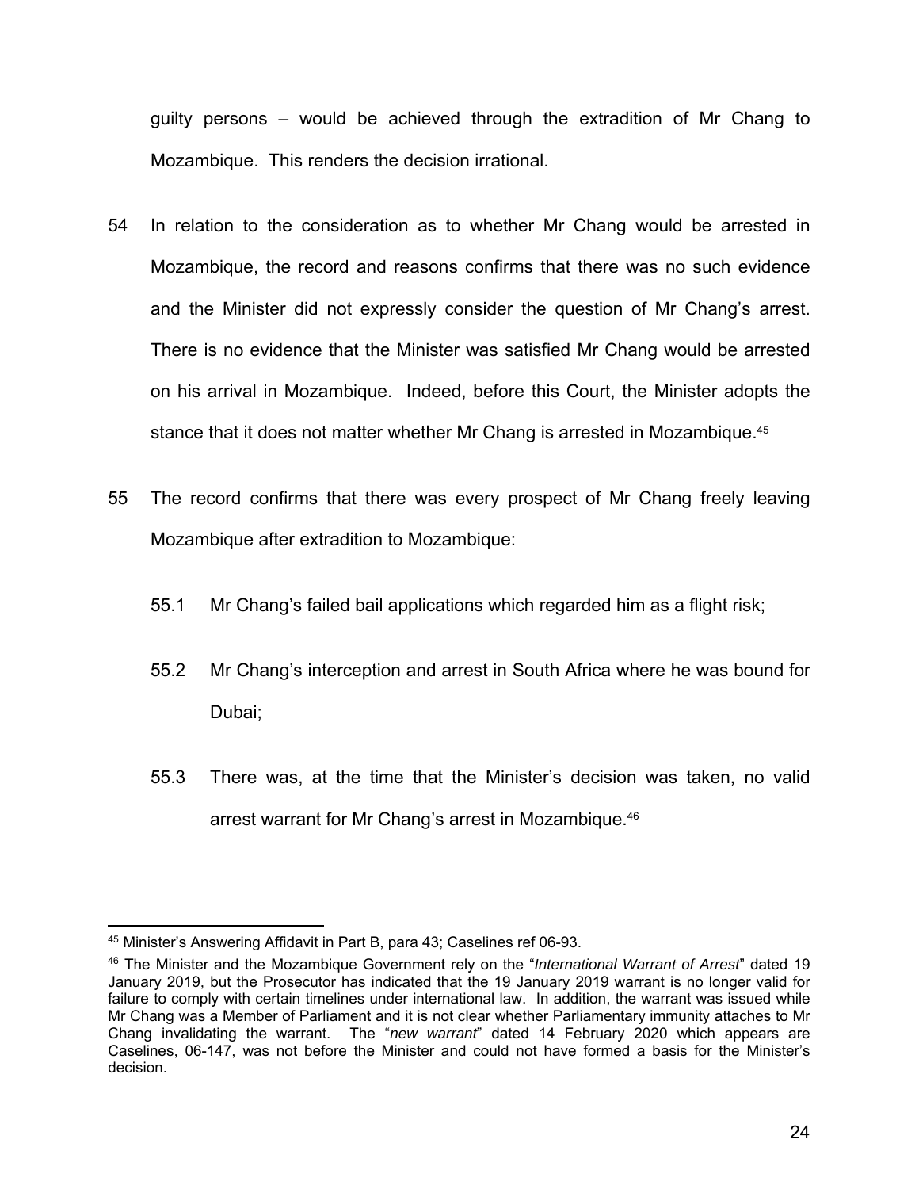guilty persons – would be achieved through the extradition of Mr Chang to Mozambique. This renders the decision irrational.

54 In relation to the consideration as to whether Mr Chang would be arrested in Mozambique, the record and reasons confirms that there was no such evidence and the Minister did not expressly consider the question of Mr Chang's arrest. There is no evidence that the Minister was satisfied Mr Chang would be arrested on his arrival in Mozambique. Indeed, before this Court, the Minister adopts the stance that it does not matter whether Mr Chang is arrested in Mozambique.[45]

55 The record confirms that there was every prospect of Mr Chang freely leaving Mozambique after extradition to Mozambique:

55.1 Mr Chang's failed bail applications which regarded him as a flight risk;

55.2 Mr Chang's interception and arrest in South Africa where he was bound for Dubai;

55.3 There was, at the time that the Minister's decision was taken, no valid arrest warrant for Mr Chang's arrest in Mozambique.[46]

---

[45] Minister's Answering Affidavit in Part B, para 43; Caselines ref 06-93.

[46] The Minister and the Mozambique Government rely on the "*International Warrant of Arrest*" dated 19 January 2019, but the Prosecutor has indicated that the 19 January 2019 warrant is no longer valid for failure to comply with certain timelines under international law. In addition, the warrant was issued while Mr Chang was a Member of Parliament and it is not clear whether Parliamentary immunity attaches to Mr Chang invalidating the warrant. The "*new warrant*" dated 14 February 2020 which appears are Caselines, 06-147, was not before the Minister and could not have formed a basis for the Minister's decision.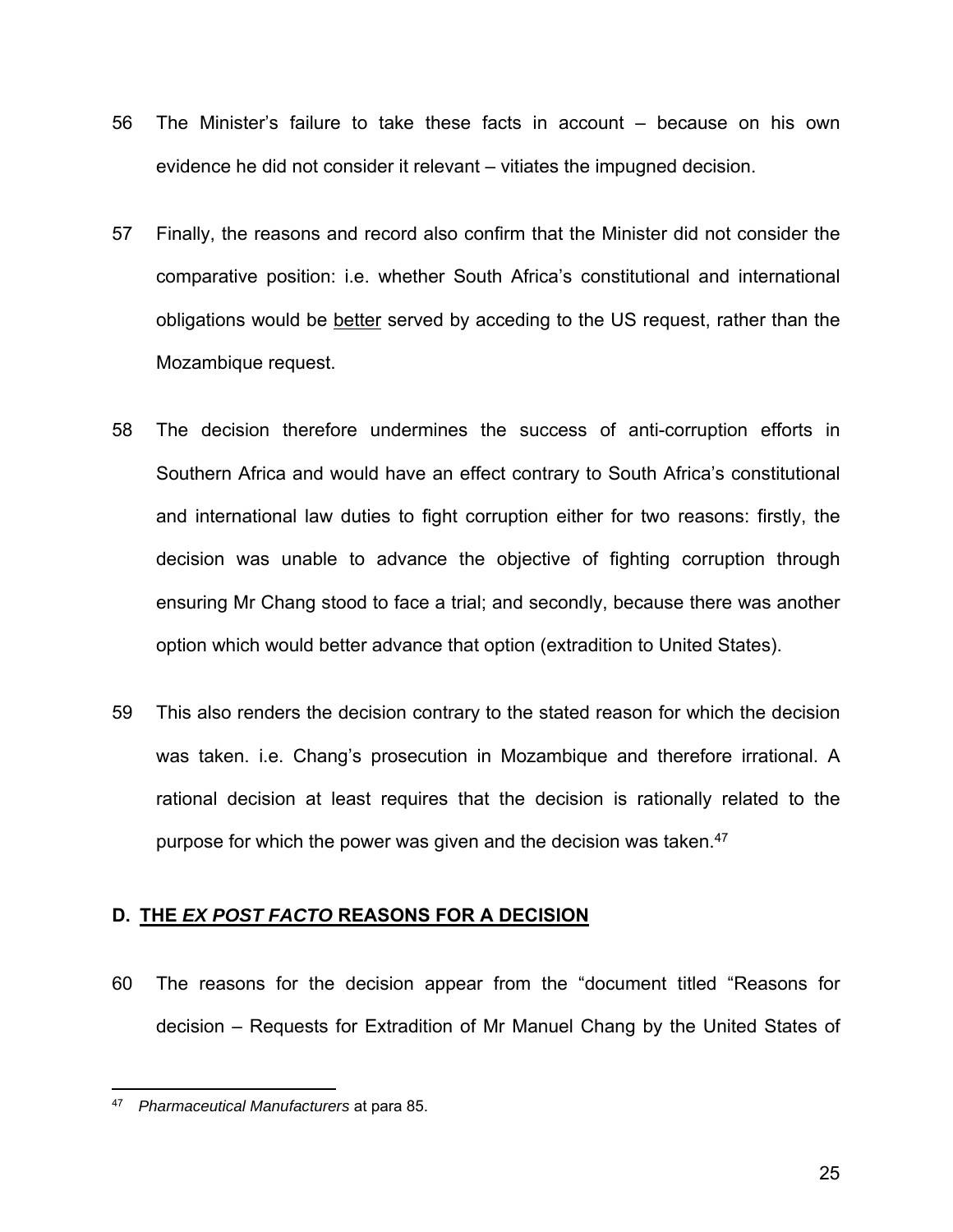56 The Minister's failure to take these facts in account – because on his own evidence he did not consider it relevant – vitiates the impugned decision.

57 Finally, the reasons and record also confirm that the Minister did not consider the comparative position: i.e. whether South Africa's constitutional and international obligations would be <u>better</u> served by acceding to the US request, rather than the Mozambique request.

58 The decision therefore undermines the success of anti-corruption efforts in Southern Africa and would have an effect contrary to South Africa's constitutional and international law duties to fight corruption either for two reasons: firstly, the decision was unable to advance the objective of fighting corruption through ensuring Mr Chang stood to face a trial; and secondly, because there was another option which would better advance that option (extradition to United States).

59 This also renders the decision contrary to the stated reason for which the decision was taken. i.e. Chang's prosecution in Mozambique and therefore irrational. A rational decision at least requires that the decision is rationally related to the purpose for which the power was given and the decision was taken.[47]

## D. THE *EX POST FACTO* REASONS FOR A DECISION

60 The reasons for the decision appear from the "document titled "Reasons for decision – Requests for Extradition of Mr Manuel Chang by the United States of

---

[47] *Pharmaceutical Manufacturers* at para 85.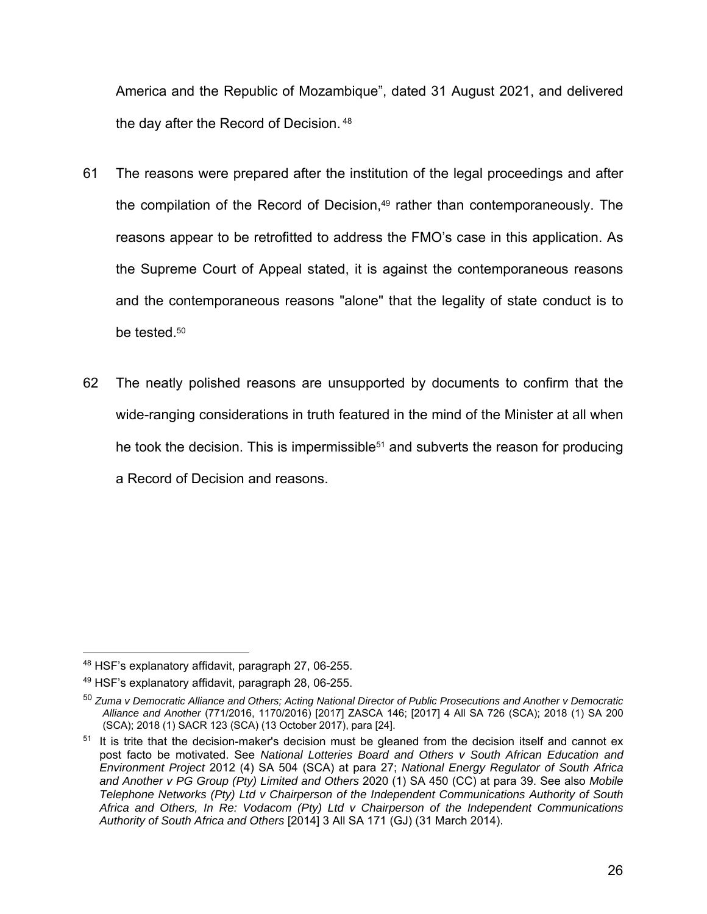America and the Republic of Mozambique", dated 31 August 2021, and delivered the day after the Record of Decision.[48]

61 The reasons were prepared after the institution of the legal proceedings and after the compilation of the Record of Decision,[49] rather than contemporaneously. The reasons appear to be retrofitted to address the FMO's case in this application. As the Supreme Court of Appeal stated, it is against the contemporaneous reasons and the contemporaneous reasons "alone" that the legality of state conduct is to be tested.[50]

62 The neatly polished reasons are unsupported by documents to confirm that the wide-ranging considerations in truth featured in the mind of the Minister at all when he took the decision. This is impermissible[51] and subverts the reason for producing a Record of Decision and reasons.

---

[48] HSF's explanatory affidavit, paragraph 27, 06-255.

[49] HSF's explanatory affidavit, paragraph 28, 06-255.

[50] *Zuma v Democratic Alliance and Others; Acting National Director of Public Prosecutions and Another v Democratic Alliance and Another* (771/2016, 1170/2016) [2017] ZASCA 146; [2017] 4 All SA 726 (SCA); 2018 (1) SA 200 (SCA); 2018 (1) SACR 123 (SCA) (13 October 2017), para [24].

[51] It is trite that the decision-maker's decision must be gleaned from the decision itself and cannot ex post facto be motivated. See *National Lotteries Board and Others v South African Education and Environment Project* 2012 (4) SA 504 (SCA) at para 27; *National Energy Regulator of South Africa and Another v PG Group (Pty) Limited and Others* 2020 (1) SA 450 (CC) at para 39. See also *Mobile Telephone Networks (Pty) Ltd v Chairperson of the Independent Communications Authority of South Africa and Others, In Re: Vodacom (Pty) Ltd v Chairperson of the Independent Communications Authority of South Africa and Others* [2014] 3 All SA 171 (GJ) (31 March 2014).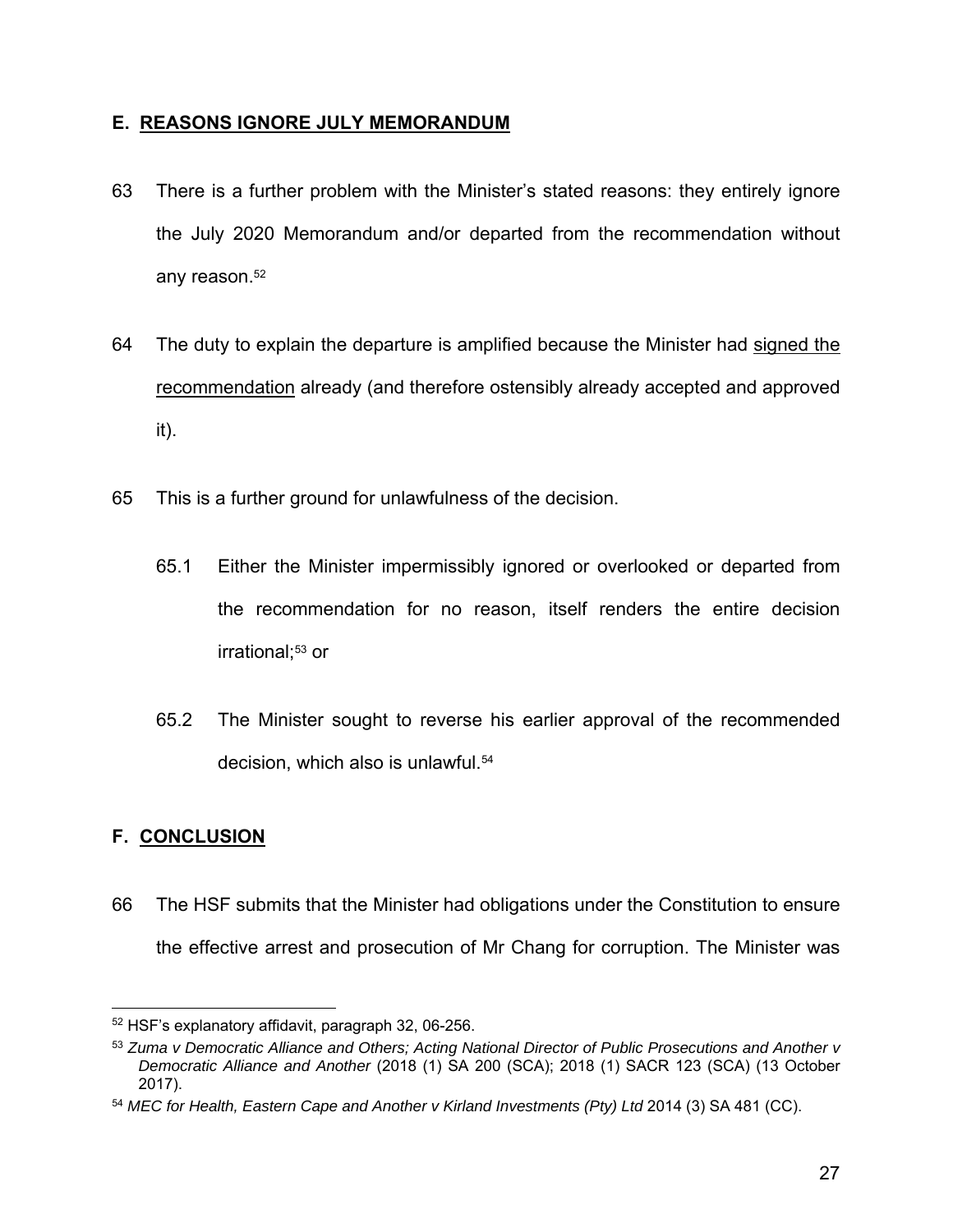## E. <u>REASONS IGNORE JULY MEMORANDUM</u>

63 There is a further problem with the Minister's stated reasons: they entirely ignore the July 2020 Memorandum and/or departed from the recommendation without any reason.[52]

64 The duty to explain the departure is amplified because the Minister had <u>signed the recommendation</u> already (and therefore ostensibly already accepted and approved it).

65 This is a further ground for unlawfulness of the decision.

65.1 Either the Minister impermissibly ignored or overlooked or departed from the recommendation for no reason, itself renders the entire decision irrational;[53] or

65.2 The Minister sought to reverse his earlier approval of the recommended decision, which also is unlawful.[54]

## F. <u>CONCLUSION</u>

66 The HSF submits that the Minister had obligations under the Constitution to ensure the effective arrest and prosecution of Mr Chang for corruption. The Minister was

---

[52] HSF's explanatory affidavit, paragraph 32, 06-256.

[53] *Zuma v Democratic Alliance and Others; Acting National Director of Public Prosecutions and Another v Democratic Alliance and Another* (2018 (1) SA 200 (SCA); 2018 (1) SACR 123 (SCA) (13 October 2017).

[54] *MEC for Health, Eastern Cape and Another v Kirland Investments (Pty) Ltd* 2014 (3) SA 481 (CC).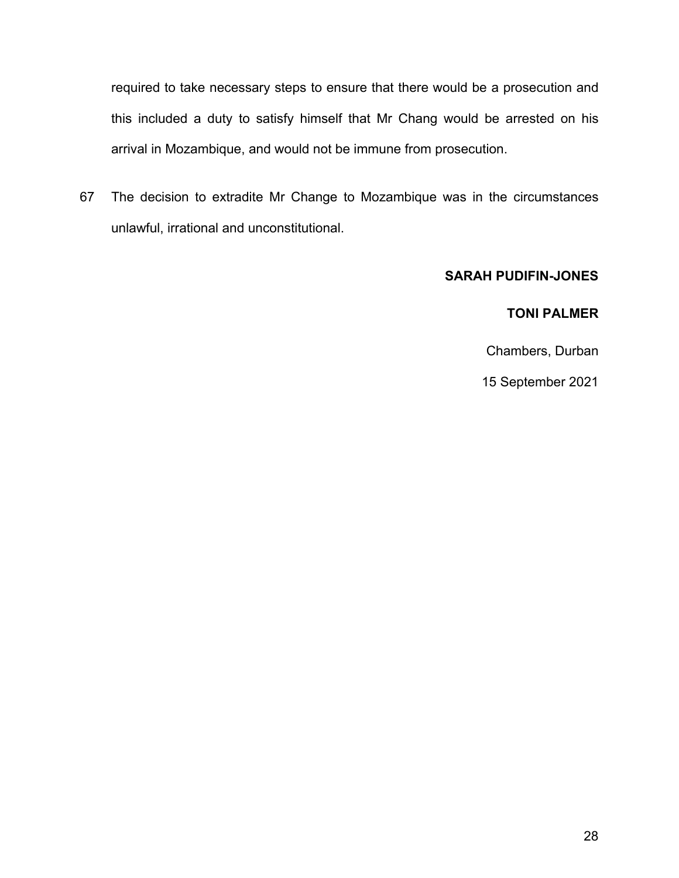required to take necessary steps to ensure that there would be a prosecution and this included a duty to satisfy himself that Mr Chang would be arrested on his arrival in Mozambique, and would not be immune from prosecution.

67 The decision to extradite Mr Change to Mozambique was in the circumstances unlawful, irrational and unconstitutional.

**SARAH PUDIFIN-JONES**

**TONI PALMER**

Chambers, Durban

15 September 2021